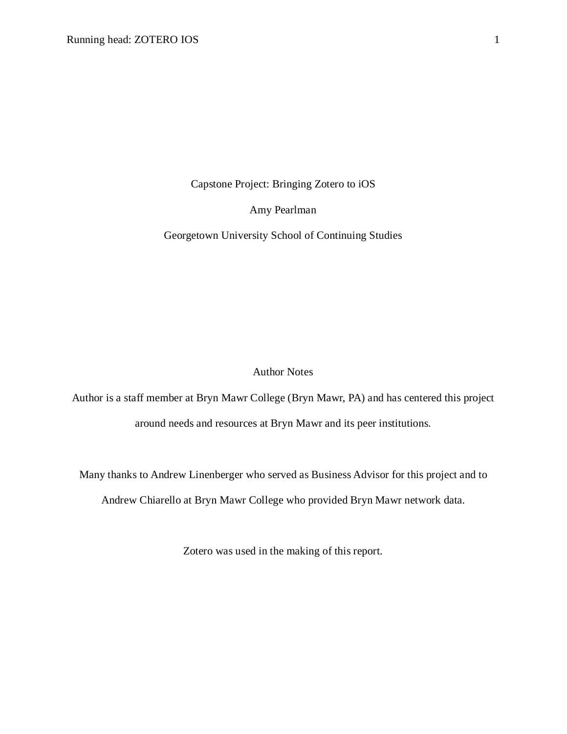# Capstone Project: Bringing Zotero to iOS

Amy Pearlman

Georgetown University School of Continuing Studies

## Author Notes

Author is a staff member at Bryn Mawr College (Bryn Mawr, PA) and has centered this project around needs and resources at Bryn Mawr and its peer institutions.

Many thanks to Andrew Linenberger who served as Business Advisor for this project and to Andrew Chiarello at Bryn Mawr College who provided Bryn Mawr network data.

Zotero was used in the making of this report.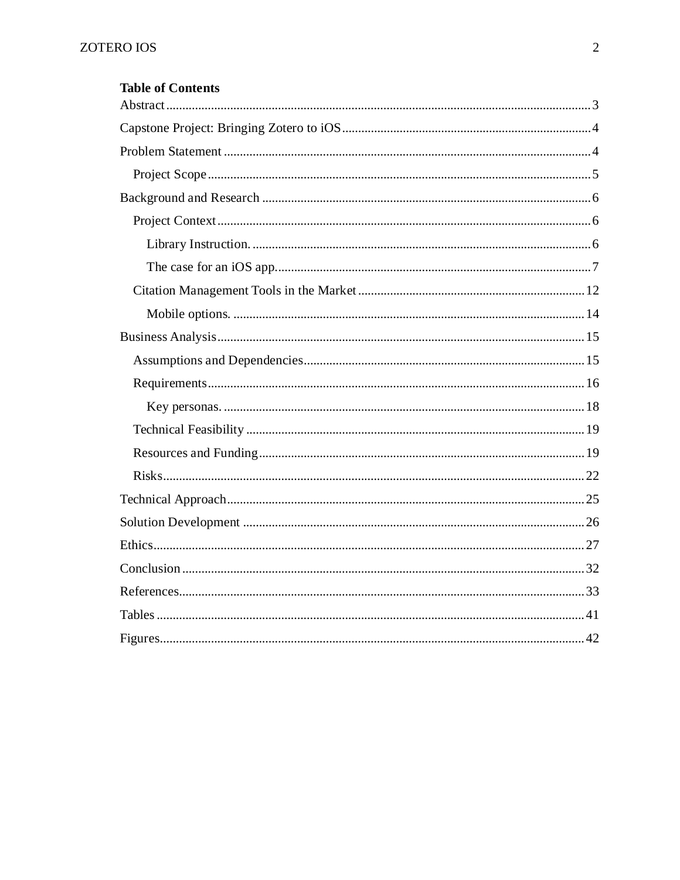**Table of Contents**

Abstract ... 3

Capstone Project: Bringing Zotero to iOS ... 4

Problem Statement ... 4

- Project Scope ... 5

Background and Research ... 6

- Project Context ... 6
  - Library Instruction. ... 6
  - The case for an iOS app. ... 7
- Citation Management Tools in the Market ... 12
  - Mobile options. ... 14

Business Analysis ... 15

- Assumptions and Dependencies ... 15
- Requirements ... 16
  - Key personas. ... 18
- Technical Feasibility ... 19
- Resources and Funding ... 19
- Risks ... 22

Technical Approach ... 25

Solution Development ... 26

Ethics ... 27

Conclusion ... 32

References ... 33

Tables ... 41

Figures ... 42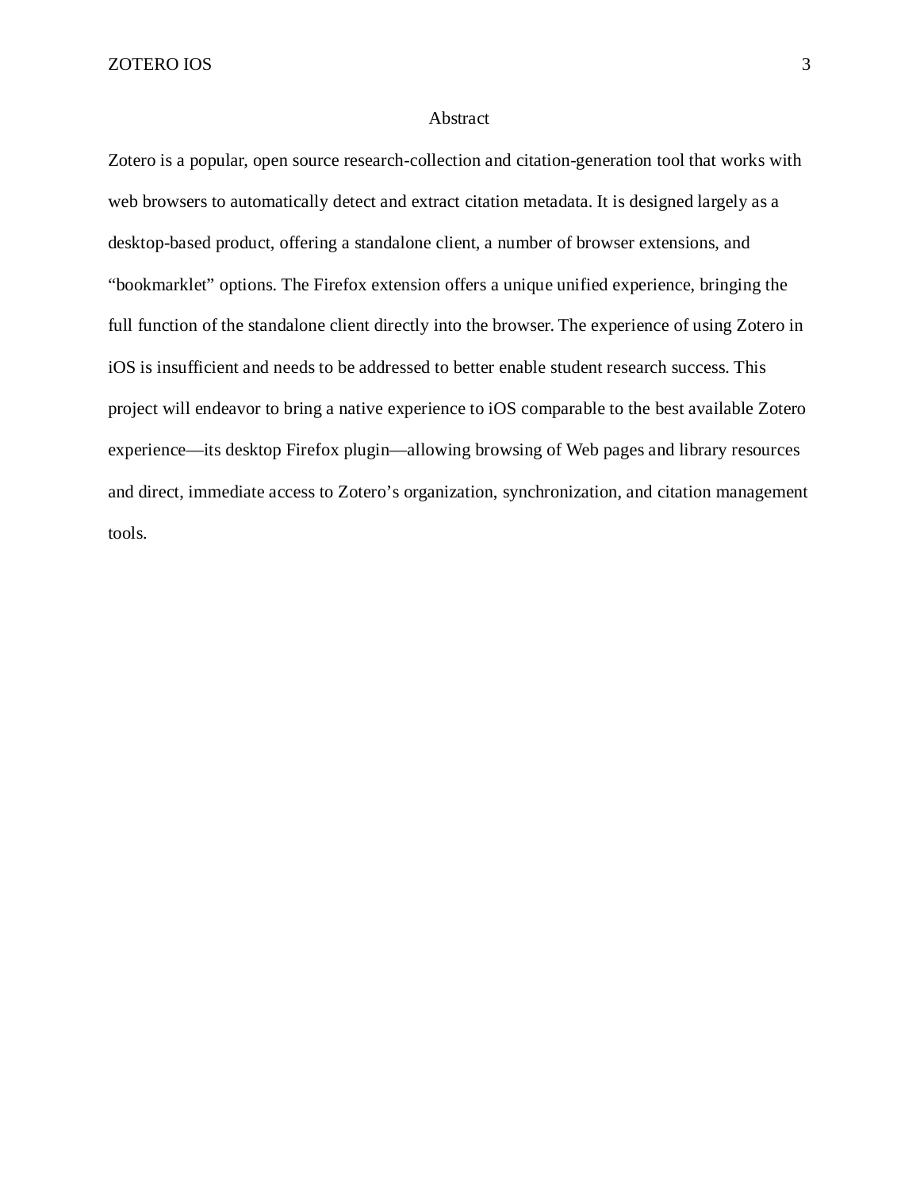# Abstract

Zotero is a popular, open source research-collection and citation-generation tool that works with web browsers to automatically detect and extract citation metadata. It is designed largely as a desktop-based product, offering a standalone client, a number of browser extensions, and "bookmarklet" options. The Firefox extension offers a unique unified experience, bringing the full function of the standalone client directly into the browser. The experience of using Zotero in iOS is insufficient and needs to be addressed to better enable student research success. This project will endeavor to bring a native experience to iOS comparable to the best available Zotero experience—its desktop Firefox plugin—allowing browsing of Web pages and library resources and direct, immediate access to Zotero's organization, synchronization, and citation management tools.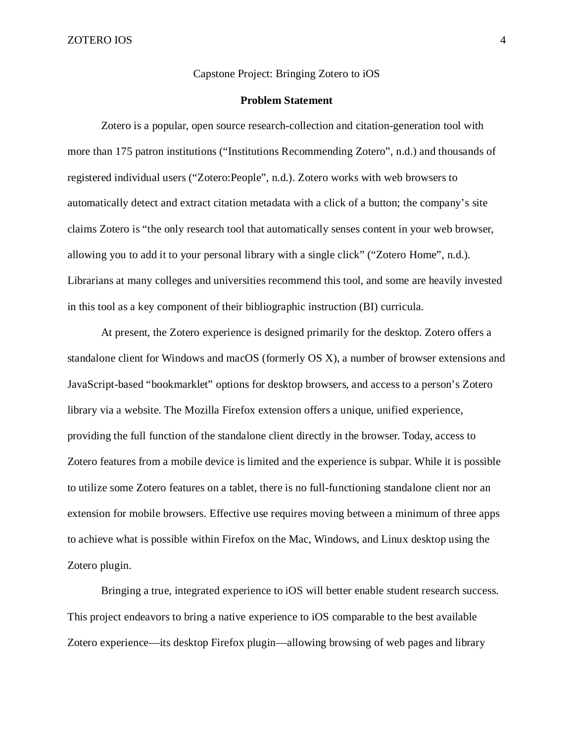Capstone Project: Bringing Zotero to iOS

## Problem Statement

Zotero is a popular, open source research-collection and citation-generation tool with more than 175 patron institutions (“Institutions Recommending Zotero”, n.d.) and thousands of registered individual users (“Zotero:People”, n.d.). Zotero works with web browsers to automatically detect and extract citation metadata with a click of a button; the company’s site claims Zotero is “the only research tool that automatically senses content in your web browser, allowing you to add it to your personal library with a single click” (“Zotero Home”, n.d.). Librarians at many colleges and universities recommend this tool, and some are heavily invested in this tool as a key component of their bibliographic instruction (BI) curricula.

At present, the Zotero experience is designed primarily for the desktop. Zotero offers a standalone client for Windows and macOS (formerly OS X), a number of browser extensions and JavaScript-based “bookmarklet” options for desktop browsers, and access to a person’s Zotero library via a website. The Mozilla Firefox extension offers a unique, unified experience, providing the full function of the standalone client directly in the browser. Today, access to Zotero features from a mobile device is limited and the experience is subpar. While it is possible to utilize some Zotero features on a tablet, there is no full-functioning standalone client nor an extension for mobile browsers. Effective use requires moving between a minimum of three apps to achieve what is possible within Firefox on the Mac, Windows, and Linux desktop using the Zotero plugin.

Bringing a true, integrated experience to iOS will better enable student research success. This project endeavors to bring a native experience to iOS comparable to the best available Zotero experience—its desktop Firefox plugin—allowing browsing of web pages and library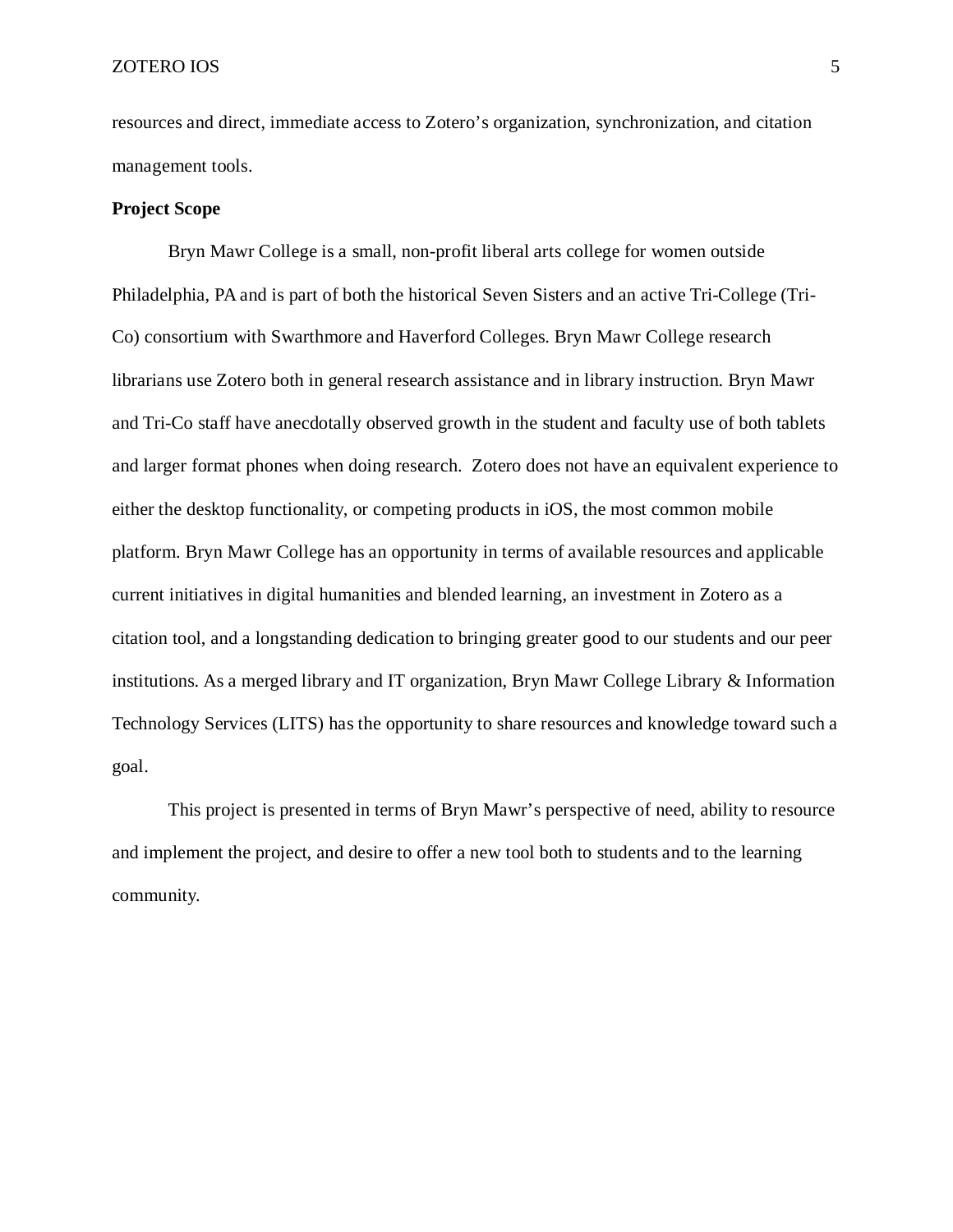resources and direct, immediate access to Zotero's organization, synchronization, and citation management tools.

**Project Scope**

Bryn Mawr College is a small, non-profit liberal arts college for women outside Philadelphia, PA and is part of both the historical Seven Sisters and an active Tri-College (Tri-Co) consortium with Swarthmore and Haverford Colleges. Bryn Mawr College research librarians use Zotero both in general research assistance and in library instruction. Bryn Mawr and Tri-Co staff have anecdotally observed growth in the student and faculty use of both tablets and larger format phones when doing research. Zotero does not have an equivalent experience to either the desktop functionality, or competing products in iOS, the most common mobile platform. Bryn Mawr College has an opportunity in terms of available resources and applicable current initiatives in digital humanities and blended learning, an investment in Zotero as a citation tool, and a longstanding dedication to bringing greater good to our students and our peer institutions. As a merged library and IT organization, Bryn Mawr College Library & Information Technology Services (LITS) has the opportunity to share resources and knowledge toward such a goal.

This project is presented in terms of Bryn Mawr's perspective of need, ability to resource and implement the project, and desire to offer a new tool both to students and to the learning community.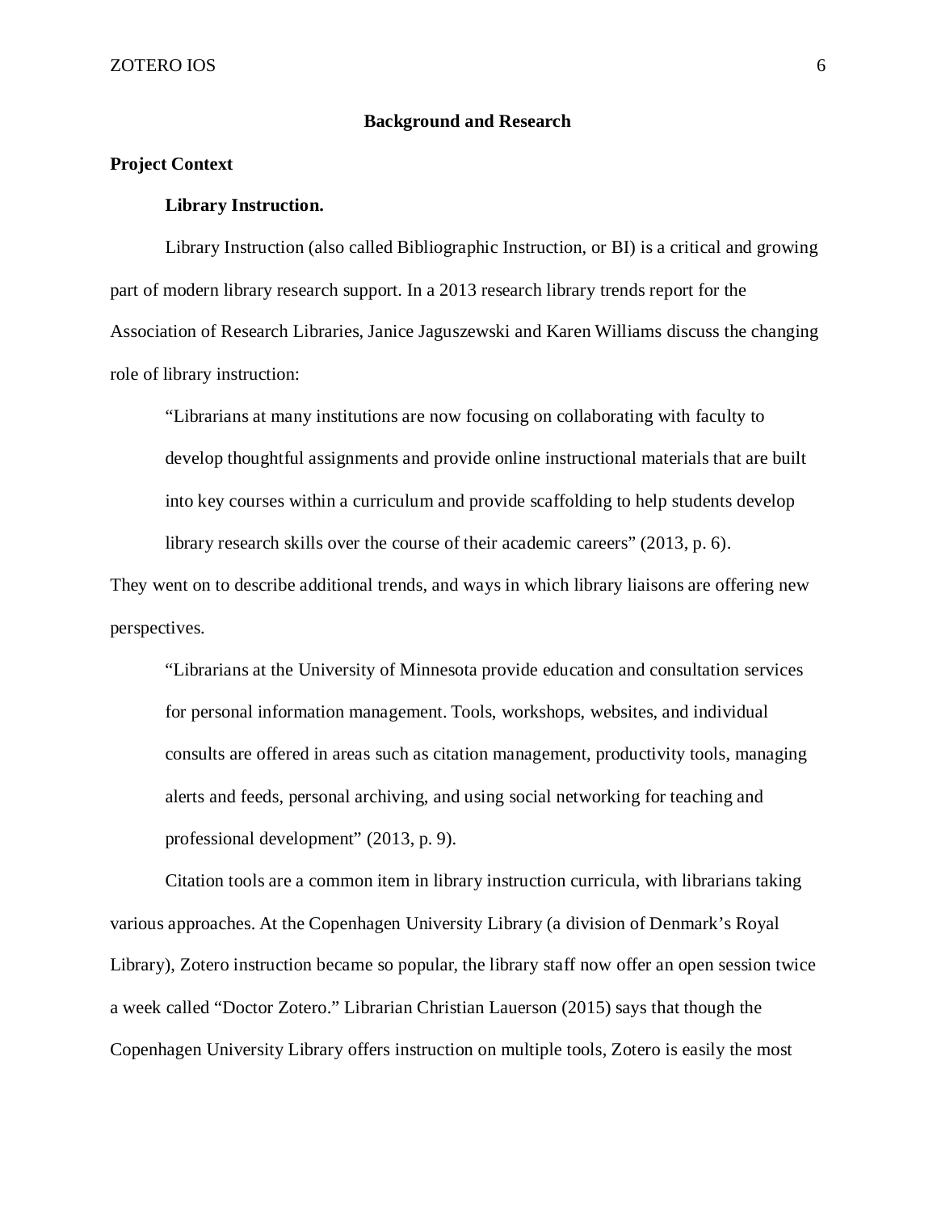## Background and Research

### Project Context

#### Library Instruction.

Library Instruction (also called Bibliographic Instruction, or BI) is a critical and growing part of modern library research support. In a 2013 research library trends report for the Association of Research Libraries, Janice Jaguszewski and Karen Williams discuss the changing role of library instruction:

> "Librarians at many institutions are now focusing on collaborating with faculty to develop thoughtful assignments and provide online instructional materials that are built into key courses within a curriculum and provide scaffolding to help students develop library research skills over the course of their academic careers" (2013, p. 6).

They went on to describe additional trends, and ways in which library liaisons are offering new perspectives.

> "Librarians at the University of Minnesota provide education and consultation services for personal information management. Tools, workshops, websites, and individual consults are offered in areas such as citation management, productivity tools, managing alerts and feeds, personal archiving, and using social networking for teaching and professional development" (2013, p. 9).

Citation tools are a common item in library instruction curricula, with librarians taking various approaches. At the Copenhagen University Library (a division of Denmark's Royal Library), Zotero instruction became so popular, the library staff now offer an open session twice a week called "Doctor Zotero." Librarian Christian Lauerson (2015) says that though the Copenhagen University Library offers instruction on multiple tools, Zotero is easily the most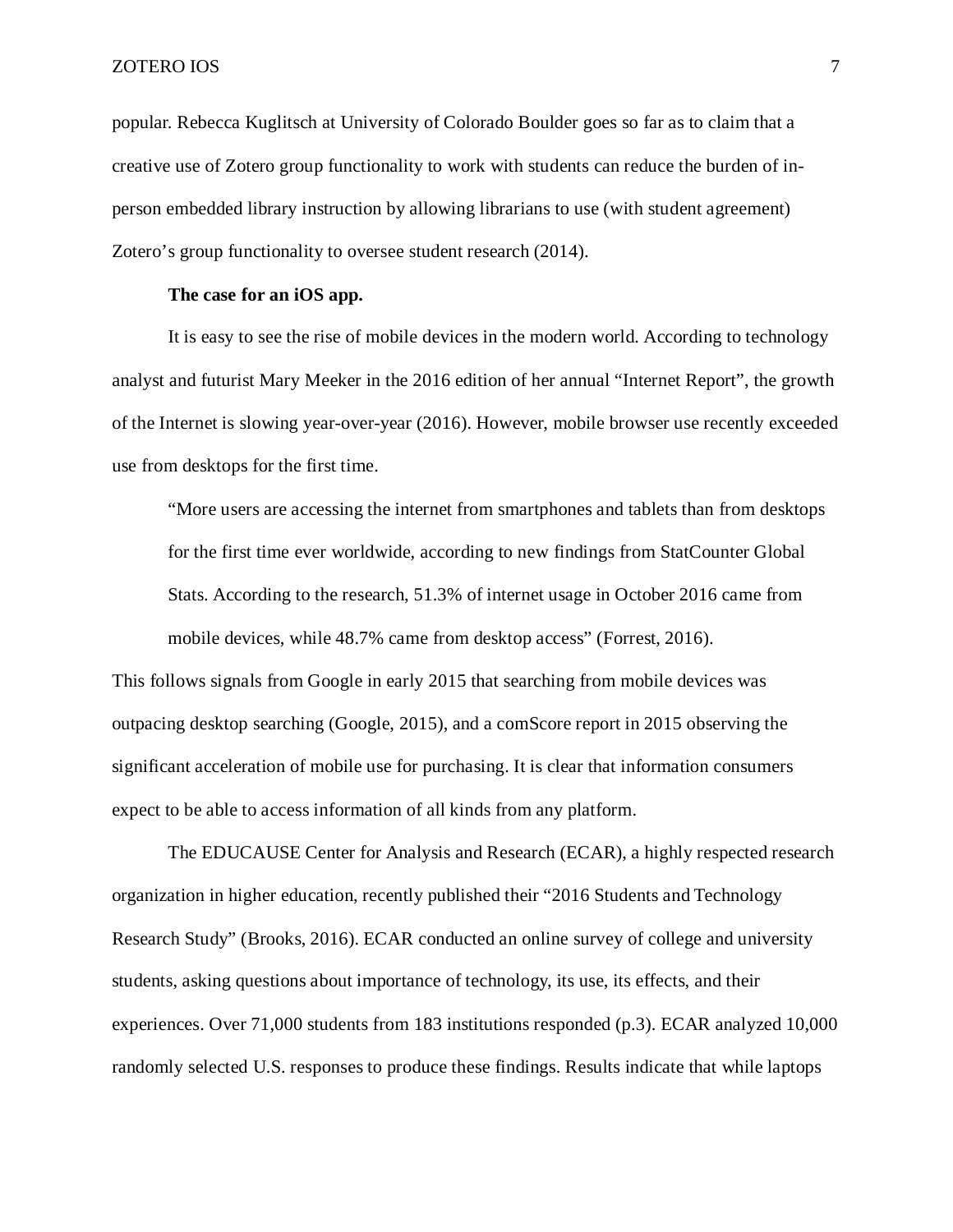popular. Rebecca Kuglitsch at University of Colorado Boulder goes so far as to claim that a creative use of Zotero group functionality to work with students can reduce the burden of in-person embedded library instruction by allowing librarians to use (with student agreement) Zotero's group functionality to oversee student research (2014).

### The case for an iOS app.

It is easy to see the rise of mobile devices in the modern world. According to technology analyst and futurist Mary Meeker in the 2016 edition of her annual "Internet Report", the growth of the Internet is slowing year-over-year (2016). However, mobile browser use recently exceeded use from desktops for the first time.

> "More users are accessing the internet from smartphones and tablets than from desktops for the first time ever worldwide, according to new findings from StatCounter Global Stats. According to the research, 51.3% of internet usage in October 2016 came from mobile devices, while 48.7% came from desktop access" (Forrest, 2016).

This follows signals from Google in early 2015 that searching from mobile devices was outpacing desktop searching (Google, 2015), and a comScore report in 2015 observing the significant acceleration of mobile use for purchasing. It is clear that information consumers expect to be able to access information of all kinds from any platform.

The EDUCAUSE Center for Analysis and Research (ECAR), a highly respected research organization in higher education, recently published their "2016 Students and Technology Research Study" (Brooks, 2016). ECAR conducted an online survey of college and university students, asking questions about importance of technology, its use, its effects, and their experiences. Over 71,000 students from 183 institutions responded (p.3). ECAR analyzed 10,000 randomly selected U.S. responses to produce these findings. Results indicate that while laptops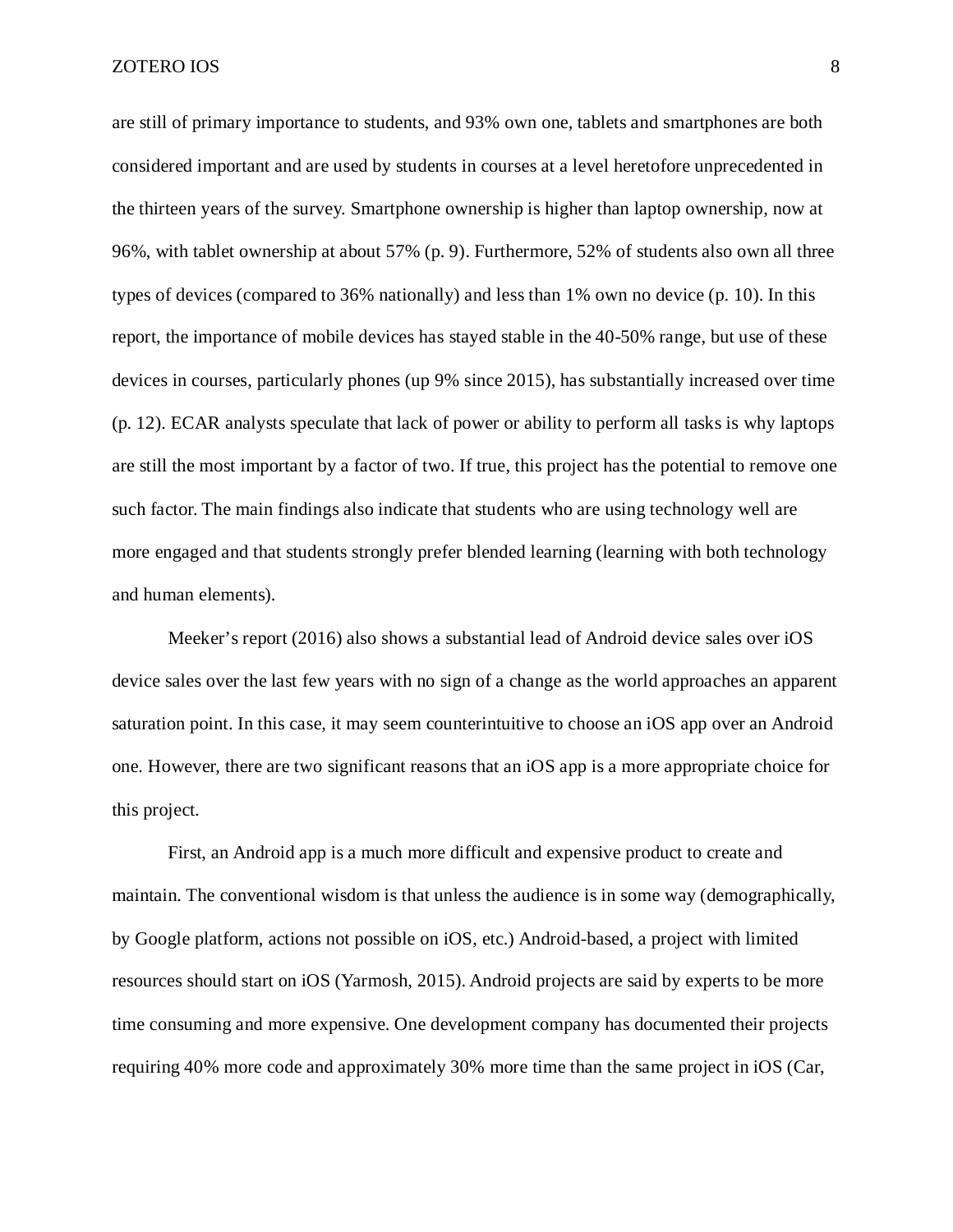are still of primary importance to students, and 93% own one, tablets and smartphones are both considered important and are used by students in courses at a level heretofore unprecedented in the thirteen years of the survey. Smartphone ownership is higher than laptop ownership, now at 96%, with tablet ownership at about 57% (p. 9). Furthermore, 52% of students also own all three types of devices (compared to 36% nationally) and less than 1% own no device (p. 10). In this report, the importance of mobile devices has stayed stable in the 40-50% range, but use of these devices in courses, particularly phones (up 9% since 2015), has substantially increased over time (p. 12). ECAR analysts speculate that lack of power or ability to perform all tasks is why laptops are still the most important by a factor of two. If true, this project has the potential to remove one such factor. The main findings also indicate that students who are using technology well are more engaged and that students strongly prefer blended learning (learning with both technology and human elements).

Meeker's report (2016) also shows a substantial lead of Android device sales over iOS device sales over the last few years with no sign of a change as the world approaches an apparent saturation point. In this case, it may seem counterintuitive to choose an iOS app over an Android one. However, there are two significant reasons that an iOS app is a more appropriate choice for this project.

First, an Android app is a much more difficult and expensive product to create and maintain. The conventional wisdom is that unless the audience is in some way (demographically, by Google platform, actions not possible on iOS, etc.) Android-based, a project with limited resources should start on iOS (Yarmosh, 2015). Android projects are said by experts to be more time consuming and more expensive. One development company has documented their projects requiring 40% more code and approximately 30% more time than the same project in iOS (Car,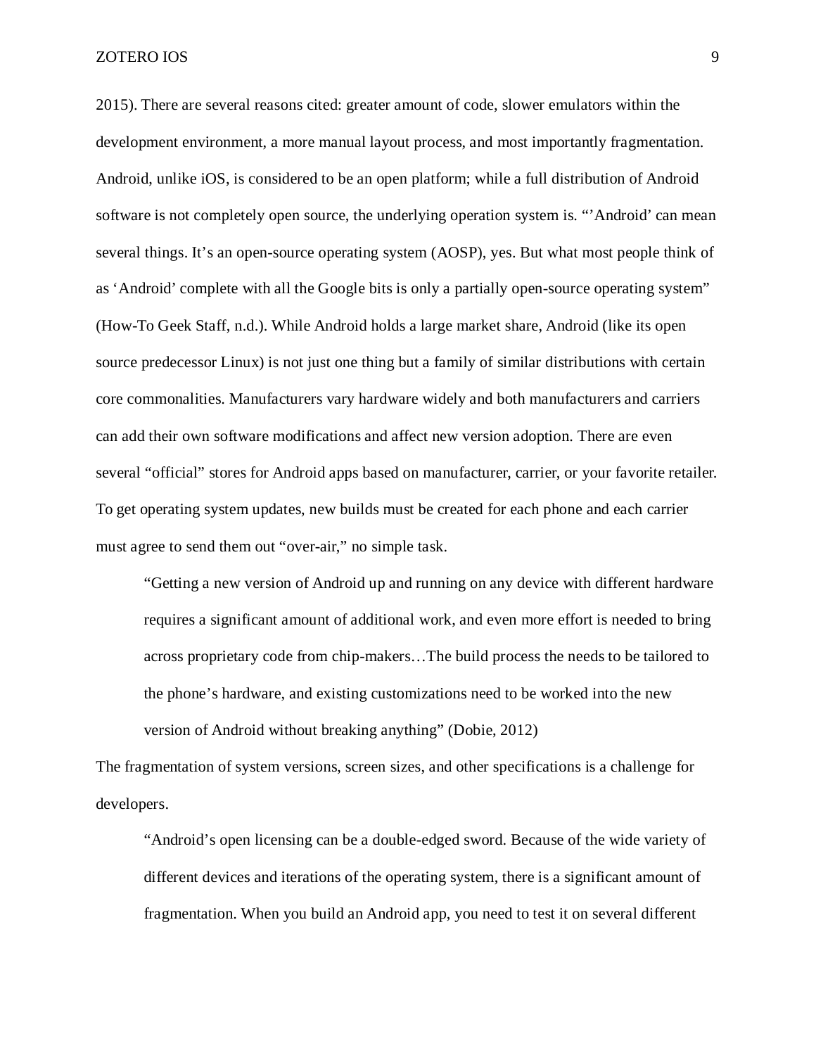2015). There are several reasons cited: greater amount of code, slower emulators within the development environment, a more manual layout process, and most importantly fragmentation. Android, unlike iOS, is considered to be an open platform; while a full distribution of Android software is not completely open source, the underlying operation system is. "'Android' can mean several things. It's an open-source operating system (AOSP), yes. But what most people think of as 'Android' complete with all the Google bits is only a partially open-source operating system" (How-To Geek Staff, n.d.). While Android holds a large market share, Android (like its open source predecessor Linux) is not just one thing but a family of similar distributions with certain core commonalities. Manufacturers vary hardware widely and both manufacturers and carriers can add their own software modifications and affect new version adoption. There are even several "official" stores for Android apps based on manufacturer, carrier, or your favorite retailer. To get operating system updates, new builds must be created for each phone and each carrier must agree to send them out "over-air," no simple task.

> "Getting a new version of Android up and running on any device with different hardware requires a significant amount of additional work, and even more effort is needed to bring across proprietary code from chip-makers…The build process the needs to be tailored to the phone's hardware, and existing customizations need to be worked into the new version of Android without breaking anything" (Dobie, 2012)

The fragmentation of system versions, screen sizes, and other specifications is a challenge for developers.

> "Android's open licensing can be a double-edged sword. Because of the wide variety of different devices and iterations of the operating system, there is a significant amount of fragmentation. When you build an Android app, you need to test it on several different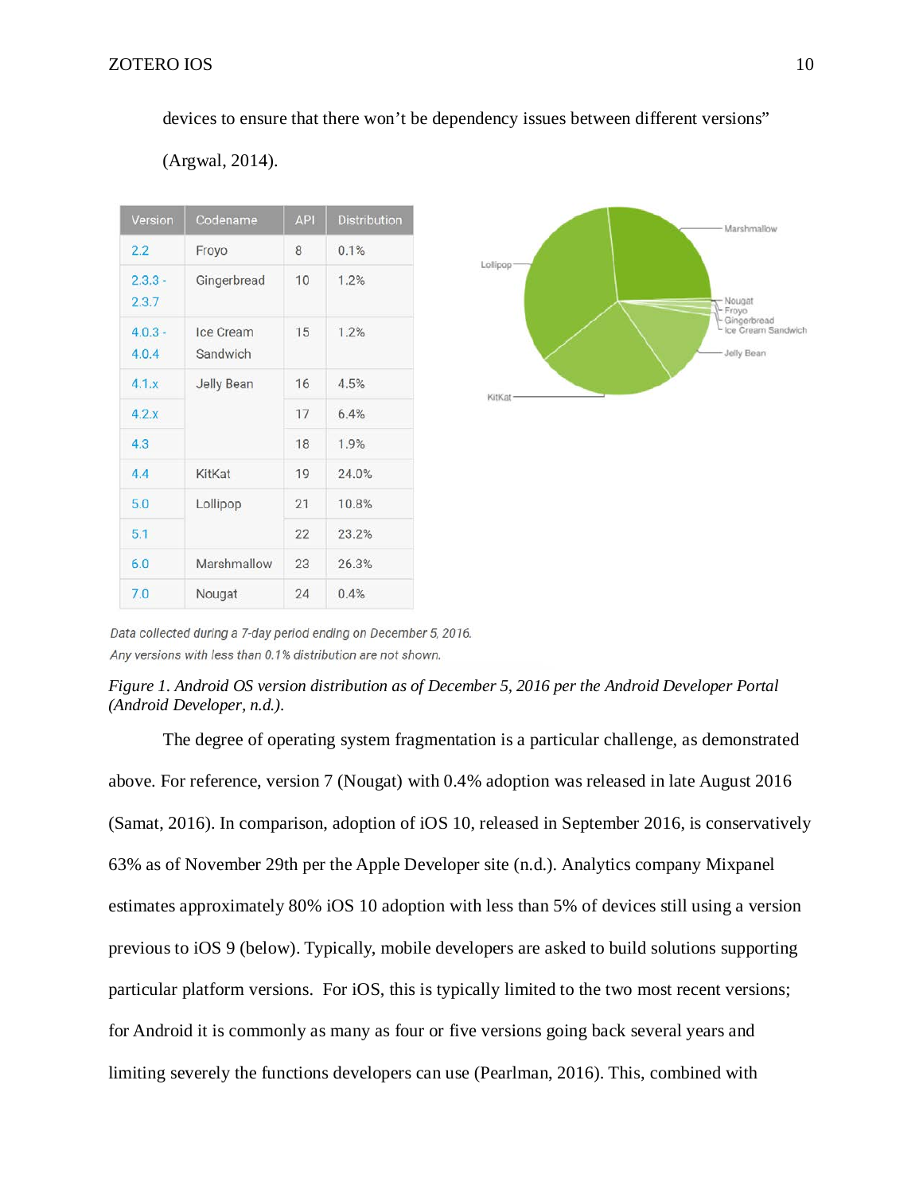devices to ensure that there won't be dependency issues between different versions" (Argwal, 2014).

| Version | Codename | API | Distribution |
|---|---|---|---|
| 2.2 | Froyo | 8 | 0.1% |
| 2.3.3 - 2.3.7 | Gingerbread | 10 | 1.2% |
| 4.0.3 - 4.0.4 | Ice Cream Sandwich | 15 | 1.2% |
| 4.1.x | Jelly Bean | 16 | 4.5% |
| 4.2.x | | 17 | 6.4% |
| 4.3 | | 18 | 1.9% |
| 4.4 | KitKat | 19 | 24.0% |
| 5.0 | Lollipop | 21 | 10.8% |
| 5.1 | | 22 | 23.2% |
| 6.0 | Marshmallow | 23 | 26.3% |
| 7.0 | Nougat | 24 | 0.4% |

*Data collected during a 7-day period ending on December 5, 2016.*
*Any versions with less than 0.1% distribution are not shown.*

*Figure 1. Android OS version distribution as of December 5, 2016 per the Android Developer Portal (Android Developer, n.d.).*

The degree of operating system fragmentation is a particular challenge, as demonstrated above. For reference, version 7 (Nougat) with 0.4% adoption was released in late August 2016 (Samat, 2016). In comparison, adoption of iOS 10, released in September 2016, is conservatively 63% as of November 29th per the Apple Developer site (n.d.). Analytics company Mixpanel estimates approximately 80% iOS 10 adoption with less than 5% of devices still using a version previous to iOS 9 (below). Typically, mobile developers are asked to build solutions supporting particular platform versions. For iOS, this is typically limited to the two most recent versions; for Android it is commonly as many as four or five versions going back several years and limiting severely the functions developers can use (Pearlman, 2016). This, combined with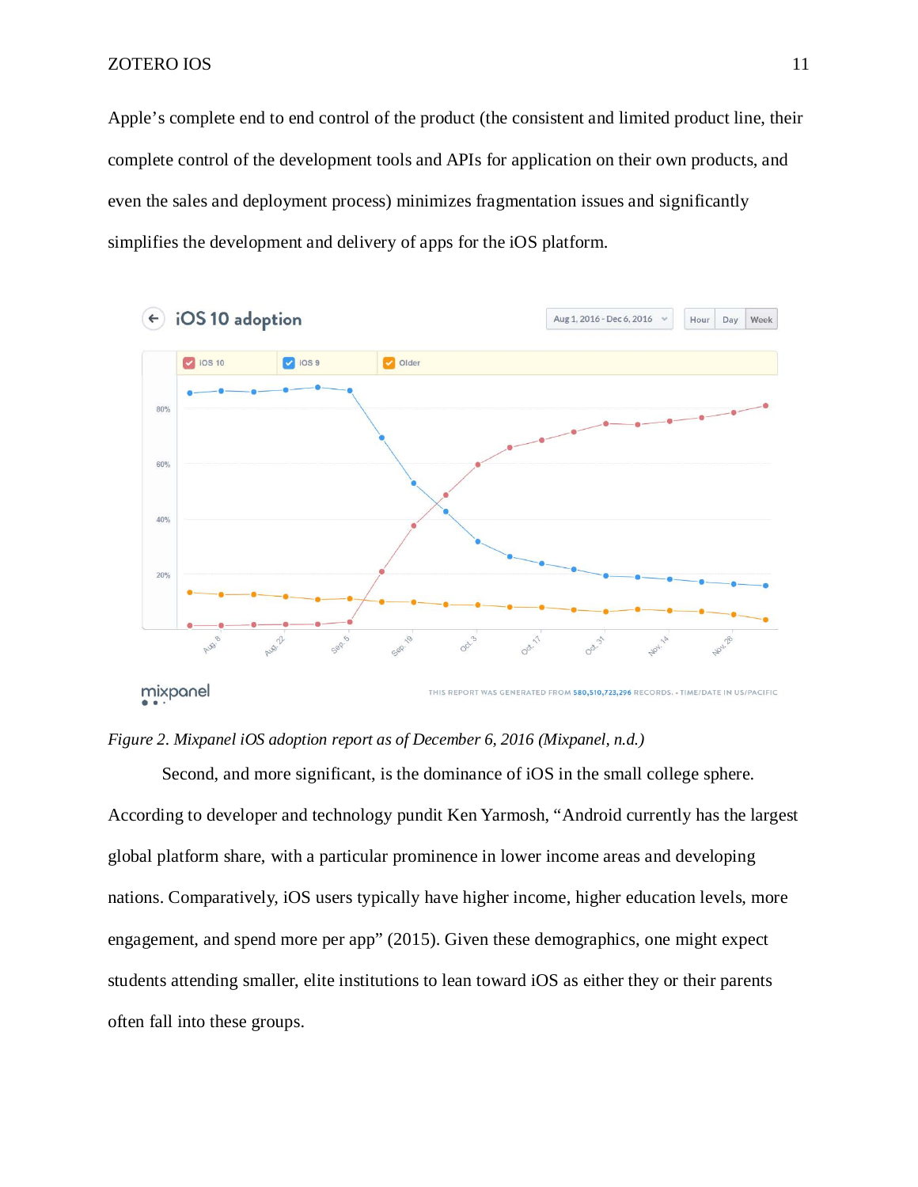Apple's complete end to end control of the product (the consistent and limited product line, their complete control of the development tools and APIs for application on their own products, and even the sales and deployment process) minimizes fragmentation issues and significantly simplifies the development and delivery of apps for the iOS platform.

*Figure 2. Mixpanel iOS adoption report as of December 6, 2016 (Mixpanel, n.d.)*

Second, and more significant, is the dominance of iOS in the small college sphere. According to developer and technology pundit Ken Yarmosh, "Android currently has the largest global platform share, with a particular prominence in lower income areas and developing nations. Comparatively, iOS users typically have higher income, higher education levels, more engagement, and spend more per app" (2015). Given these demographics, one might expect students attending smaller, elite institutions to lean toward iOS as either they or their parents often fall into these groups.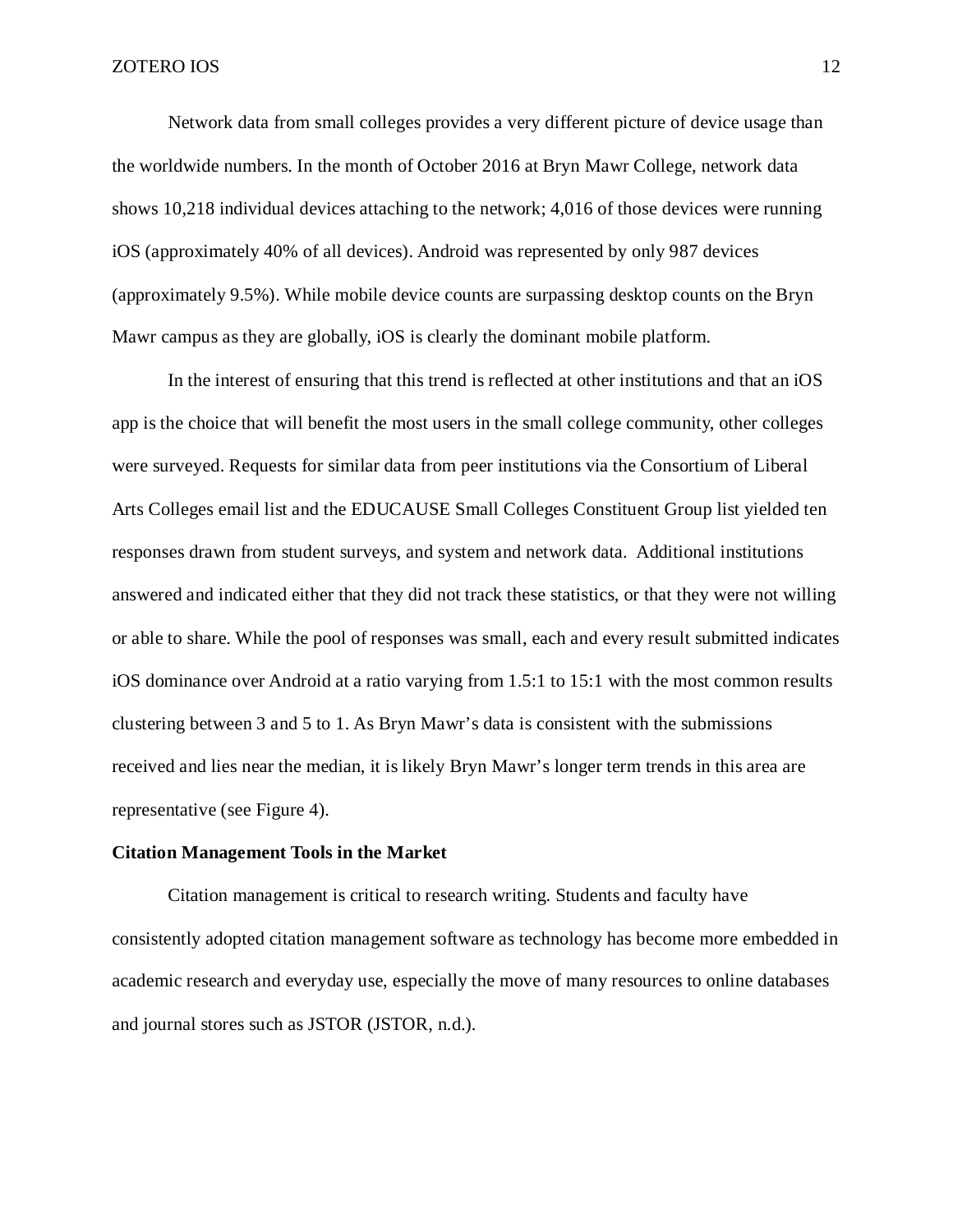Network data from small colleges provides a very different picture of device usage than the worldwide numbers. In the month of October 2016 at Bryn Mawr College, network data shows 10,218 individual devices attaching to the network; 4,016 of those devices were running iOS (approximately 40% of all devices). Android was represented by only 987 devices (approximately 9.5%). While mobile device counts are surpassing desktop counts on the Bryn Mawr campus as they are globally, iOS is clearly the dominant mobile platform.

In the interest of ensuring that this trend is reflected at other institutions and that an iOS app is the choice that will benefit the most users in the small college community, other colleges were surveyed. Requests for similar data from peer institutions via the Consortium of Liberal Arts Colleges email list and the EDUCAUSE Small Colleges Constituent Group list yielded ten responses drawn from student surveys, and system and network data. Additional institutions answered and indicated either that they did not track these statistics, or that they were not willing or able to share. While the pool of responses was small, each and every result submitted indicates iOS dominance over Android at a ratio varying from 1.5:1 to 15:1 with the most common results clustering between 3 and 5 to 1. As Bryn Mawr's data is consistent with the submissions received and lies near the median, it is likely Bryn Mawr's longer term trends in this area are representative (see Figure 4).

**Citation Management Tools in the Market**

Citation management is critical to research writing. Students and faculty have consistently adopted citation management software as technology has become more embedded in academic research and everyday use, especially the move of many resources to online databases and journal stores such as JSTOR (JSTOR, n.d.).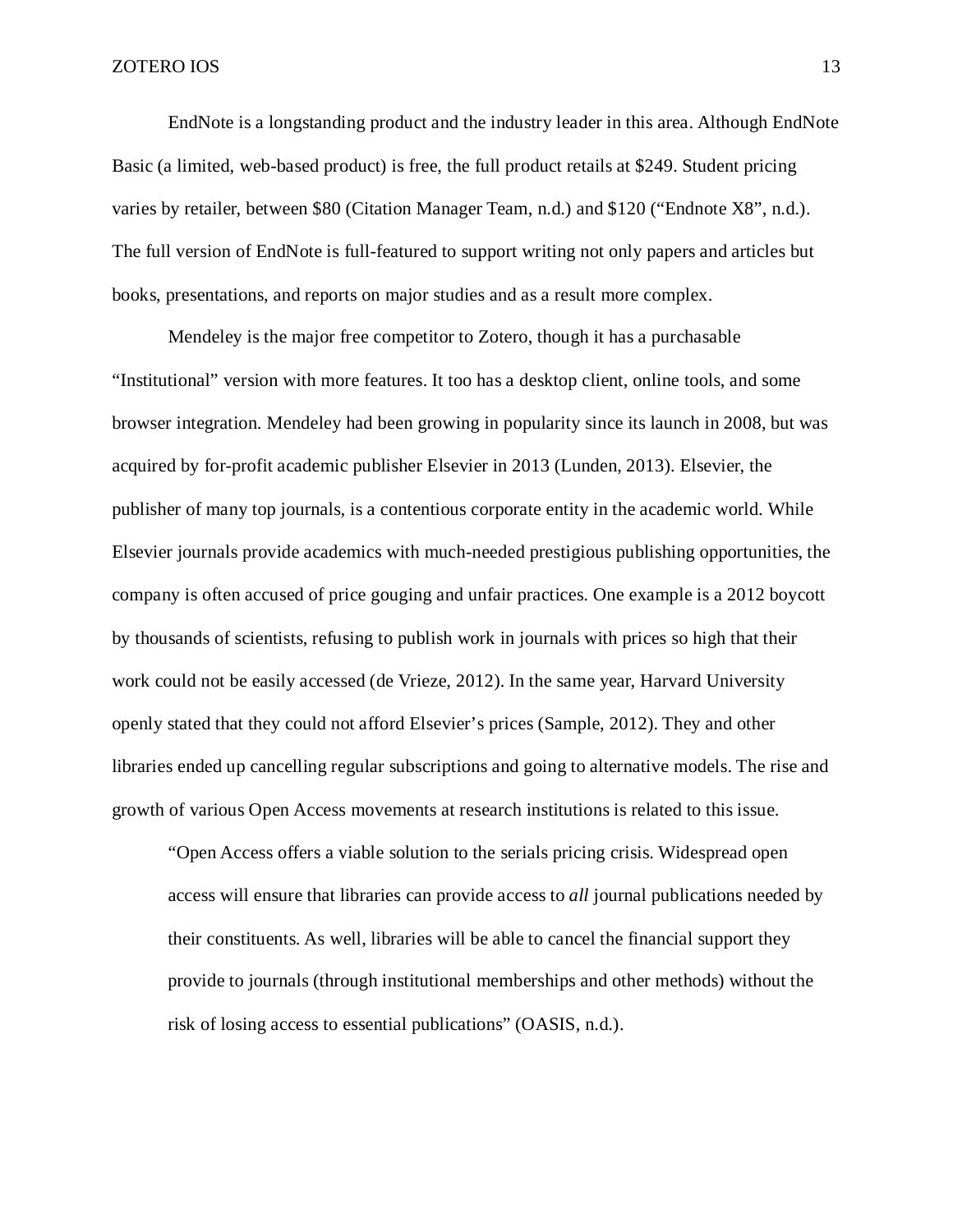EndNote is a longstanding product and the industry leader in this area. Although EndNote Basic (a limited, web-based product) is free, the full product retails at $249. Student pricing varies by retailer, between $80 (Citation Manager Team, n.d.) and $120 ("Endnote X8", n.d.). The full version of EndNote is full-featured to support writing not only papers and articles but books, presentations, and reports on major studies and as a result more complex.

Mendeley is the major free competitor to Zotero, though it has a purchasable "Institutional" version with more features. It too has a desktop client, online tools, and some browser integration. Mendeley had been growing in popularity since its launch in 2008, but was acquired by for-profit academic publisher Elsevier in 2013 (Lunden, 2013). Elsevier, the publisher of many top journals, is a contentious corporate entity in the academic world. While Elsevier journals provide academics with much-needed prestigious publishing opportunities, the company is often accused of price gouging and unfair practices. One example is a 2012 boycott by thousands of scientists, refusing to publish work in journals with prices so high that their work could not be easily accessed (de Vrieze, 2012). In the same year, Harvard University openly stated that they could not afford Elsevier's prices (Sample, 2012). They and other libraries ended up cancelling regular subscriptions and going to alternative models. The rise and growth of various Open Access movements at research institutions is related to this issue.

> "Open Access offers a viable solution to the serials pricing crisis. Widespread open access will ensure that libraries can provide access to *all* journal publications needed by their constituents. As well, libraries will be able to cancel the financial support they provide to journals (through institutional memberships and other methods) without the risk of losing access to essential publications" (OASIS, n.d.).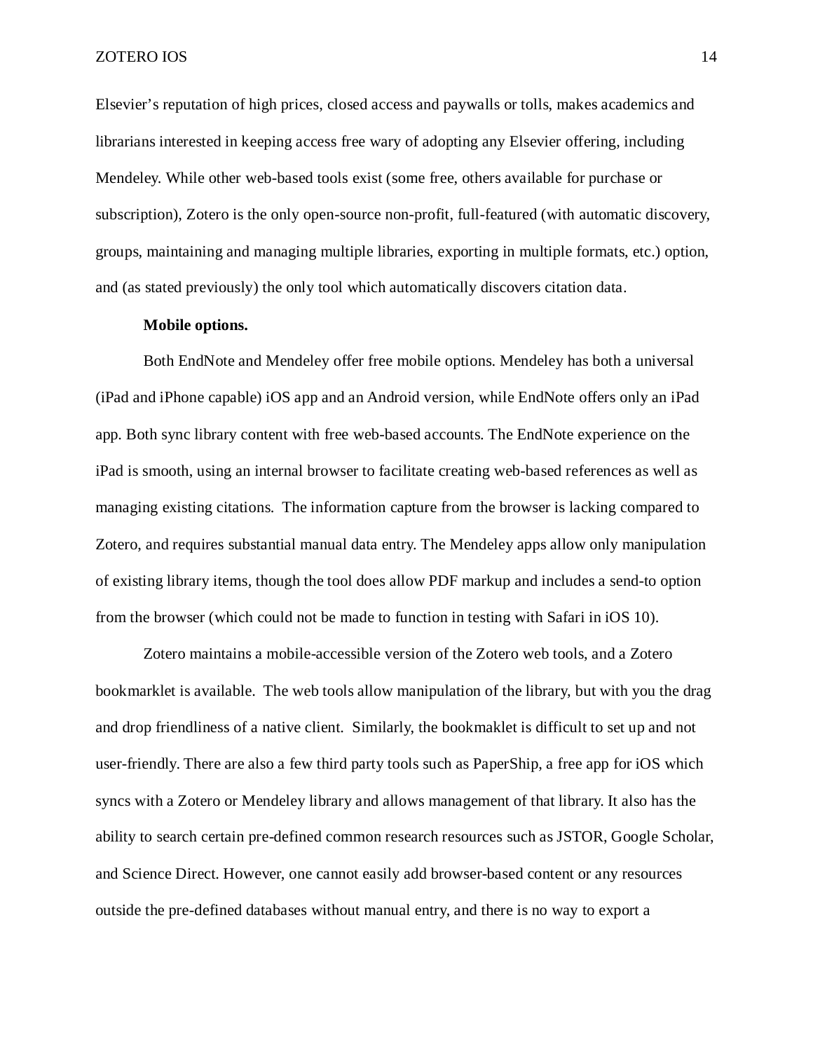Elsevier's reputation of high prices, closed access and paywalls or tolls, makes academics and librarians interested in keeping access free wary of adopting any Elsevier offering, including Mendeley. While other web-based tools exist (some free, others available for purchase or subscription), Zotero is the only open-source non-profit, full-featured (with automatic discovery, groups, maintaining and managing multiple libraries, exporting in multiple formats, etc.) option, and (as stated previously) the only tool which automatically discovers citation data.

**Mobile options.**

Both EndNote and Mendeley offer free mobile options. Mendeley has both a universal (iPad and iPhone capable) iOS app and an Android version, while EndNote offers only an iPad app. Both sync library content with free web-based accounts. The EndNote experience on the iPad is smooth, using an internal browser to facilitate creating web-based references as well as managing existing citations. The information capture from the browser is lacking compared to Zotero, and requires substantial manual data entry. The Mendeley apps allow only manipulation of existing library items, though the tool does allow PDF markup and includes a send-to option from the browser (which could not be made to function in testing with Safari in iOS 10).

Zotero maintains a mobile-accessible version of the Zotero web tools, and a Zotero bookmarklet is available. The web tools allow manipulation of the library, but with you the drag and drop friendliness of a native client. Similarly, the bookmaklet is difficult to set up and not user-friendly. There are also a few third party tools such as PaperShip, a free app for iOS which syncs with a Zotero or Mendeley library and allows management of that library. It also has the ability to search certain pre-defined common research resources such as JSTOR, Google Scholar, and Science Direct. However, one cannot easily add browser-based content or any resources outside the pre-defined databases without manual entry, and there is no way to export a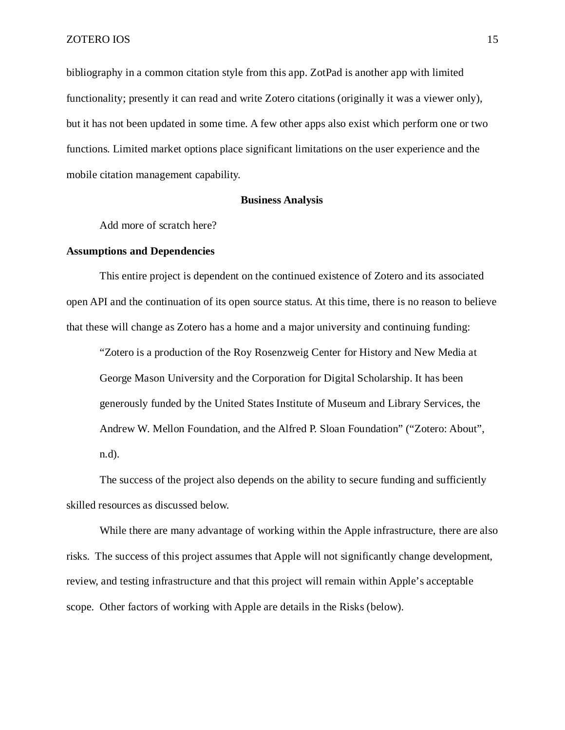bibliography in a common citation style from this app. ZotPad is another app with limited functionality; presently it can read and write Zotero citations (originally it was a viewer only), but it has not been updated in some time. A few other apps also exist which perform one or two functions. Limited market options place significant limitations on the user experience and the mobile citation management capability.

## Business Analysis

Add more of scratch here?

### Assumptions and Dependencies

This entire project is dependent on the continued existence of Zotero and its associated open API and the continuation of its open source status. At this time, there is no reason to believe that these will change as Zotero has a home and a major university and continuing funding:

> "Zotero is a production of the Roy Rosenzweig Center for History and New Media at George Mason University and the Corporation for Digital Scholarship. It has been generously funded by the United States Institute of Museum and Library Services, the Andrew W. Mellon Foundation, and the Alfred P. Sloan Foundation" ("Zotero: About", n.d).

The success of the project also depends on the ability to secure funding and sufficiently skilled resources as discussed below.

While there are many advantage of working within the Apple infrastructure, there are also risks. The success of this project assumes that Apple will not significantly change development, review, and testing infrastructure and that this project will remain within Apple's acceptable scope. Other factors of working with Apple are details in the Risks (below).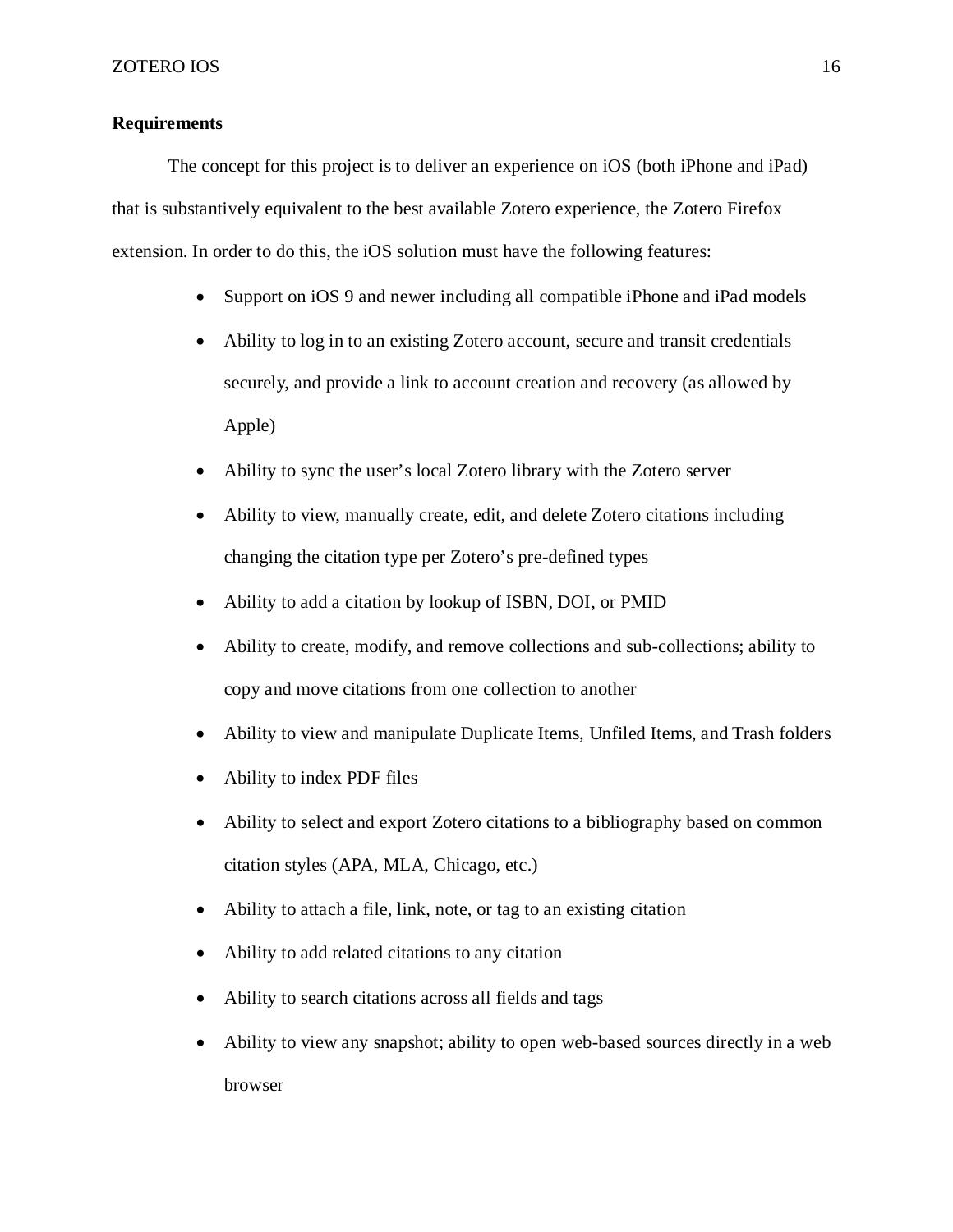**Requirements**

The concept for this project is to deliver an experience on iOS (both iPhone and iPad) that is substantively equivalent to the best available Zotero experience, the Zotero Firefox extension. In order to do this, the iOS solution must have the following features:

- Support on iOS 9 and newer including all compatible iPhone and iPad models
- Ability to log in to an existing Zotero account, secure and transit credentials securely, and provide a link to account creation and recovery (as allowed by Apple)
- Ability to sync the user's local Zotero library with the Zotero server
- Ability to view, manually create, edit, and delete Zotero citations including changing the citation type per Zotero's pre-defined types
- Ability to add a citation by lookup of ISBN, DOI, or PMID
- Ability to create, modify, and remove collections and sub-collections; ability to copy and move citations from one collection to another
- Ability to view and manipulate Duplicate Items, Unfiled Items, and Trash folders
- Ability to index PDF files
- Ability to select and export Zotero citations to a bibliography based on common citation styles (APA, MLA, Chicago, etc.)
- Ability to attach a file, link, note, or tag to an existing citation
- Ability to add related citations to any citation
- Ability to search citations across all fields and tags
- Ability to view any snapshot; ability to open web-based sources directly in a web browser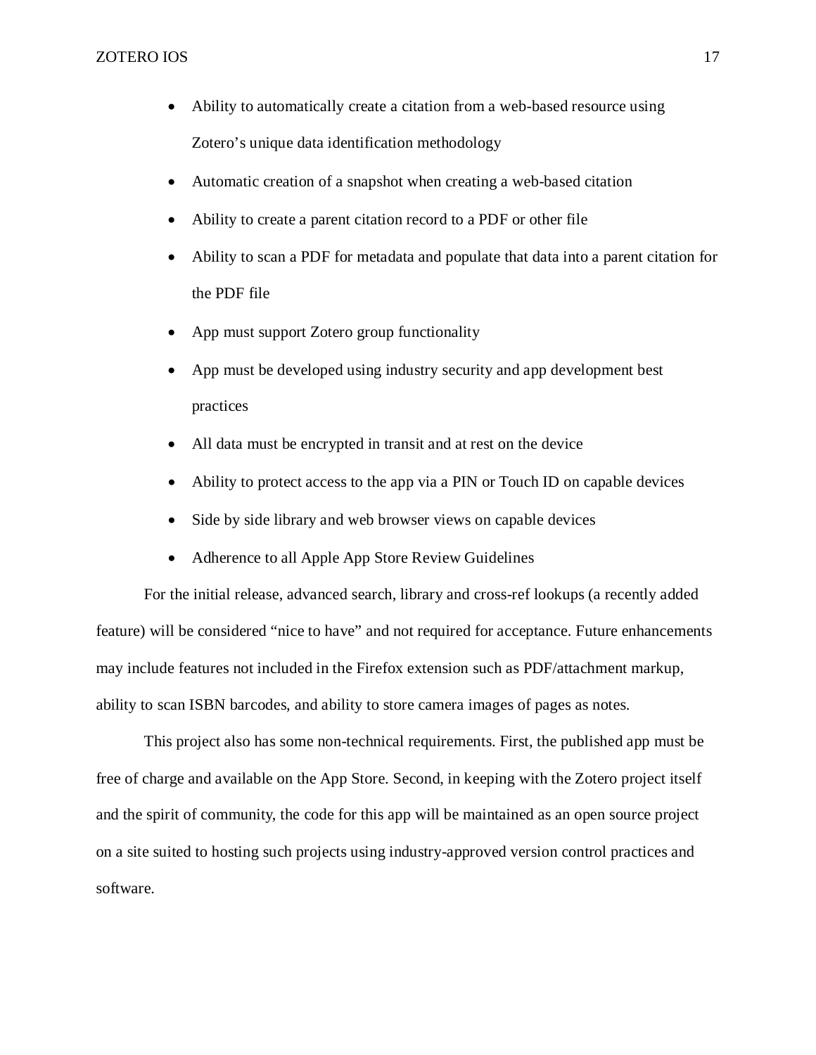- Ability to automatically create a citation from a web-based resource using Zotero's unique data identification methodology
- Automatic creation of a snapshot when creating a web-based citation
- Ability to create a parent citation record to a PDF or other file
- Ability to scan a PDF for metadata and populate that data into a parent citation for the PDF file
- App must support Zotero group functionality
- App must be developed using industry security and app development best practices
- All data must be encrypted in transit and at rest on the device
- Ability to protect access to the app via a PIN or Touch ID on capable devices
- Side by side library and web browser views on capable devices
- Adherence to all Apple App Store Review Guidelines

For the initial release, advanced search, library and cross-ref lookups (a recently added feature) will be considered "nice to have" and not required for acceptance. Future enhancements may include features not included in the Firefox extension such as PDF/attachment markup, ability to scan ISBN barcodes, and ability to store camera images of pages as notes.

This project also has some non-technical requirements. First, the published app must be free of charge and available on the App Store. Second, in keeping with the Zotero project itself and the spirit of community, the code for this app will be maintained as an open source project on a site suited to hosting such projects using industry-approved version control practices and software.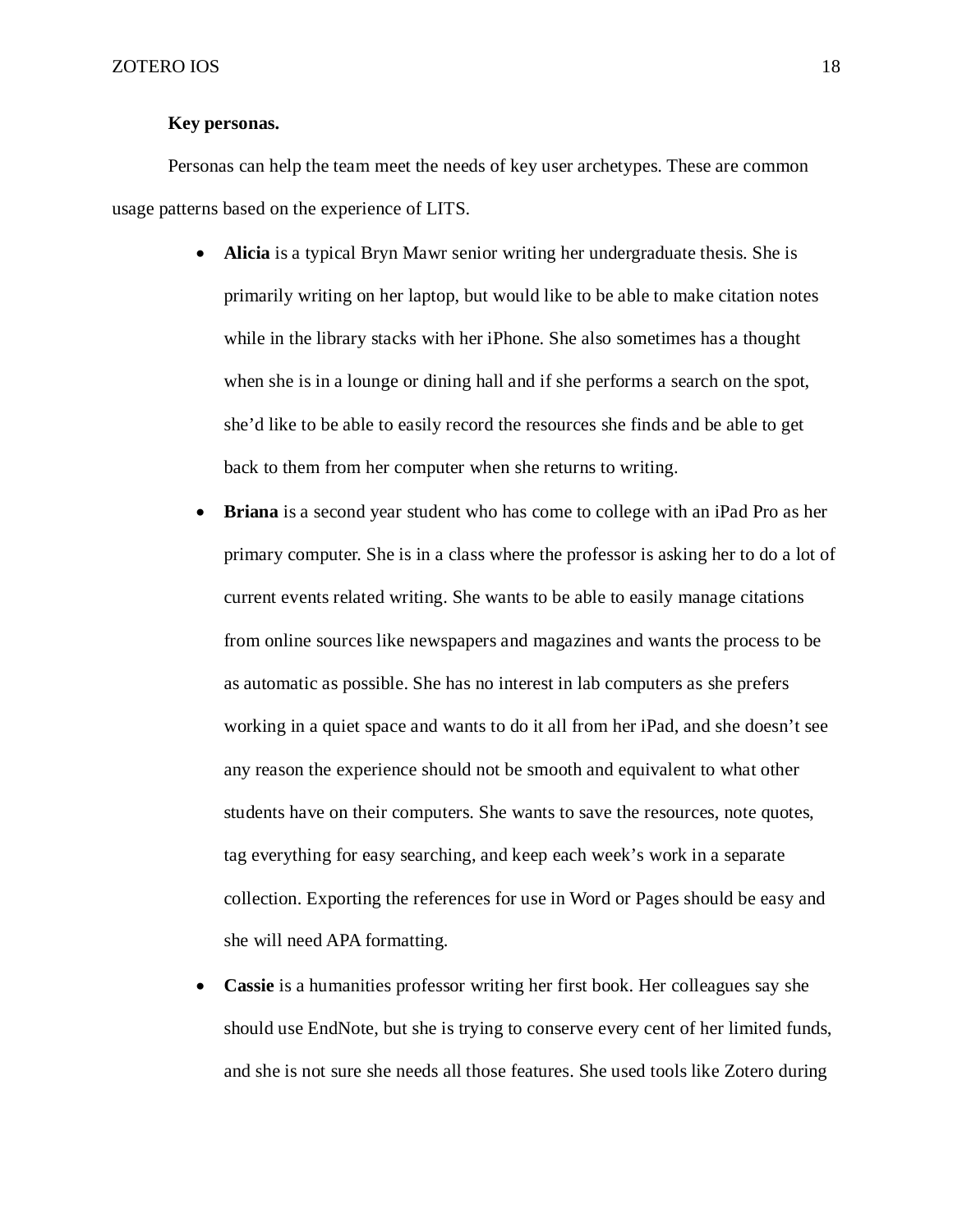**Key personas.**

Personas can help the team meet the needs of key user archetypes. These are common usage patterns based on the experience of LITS.

- **Alicia** is a typical Bryn Mawr senior writing her undergraduate thesis. She is primarily writing on her laptop, but would like to be able to make citation notes while in the library stacks with her iPhone. She also sometimes has a thought when she is in a lounge or dining hall and if she performs a search on the spot, she'd like to be able to easily record the resources she finds and be able to get back to them from her computer when she returns to writing.
- **Briana** is a second year student who has come to college with an iPad Pro as her primary computer. She is in a class where the professor is asking her to do a lot of current events related writing. She wants to be able to easily manage citations from online sources like newspapers and magazines and wants the process to be as automatic as possible. She has no interest in lab computers as she prefers working in a quiet space and wants to do it all from her iPad, and she doesn't see any reason the experience should not be smooth and equivalent to what other students have on their computers. She wants to save the resources, note quotes, tag everything for easy searching, and keep each week's work in a separate collection. Exporting the references for use in Word or Pages should be easy and she will need APA formatting.
- **Cassie** is a humanities professor writing her first book. Her colleagues say she should use EndNote, but she is trying to conserve every cent of her limited funds, and she is not sure she needs all those features. She used tools like Zotero during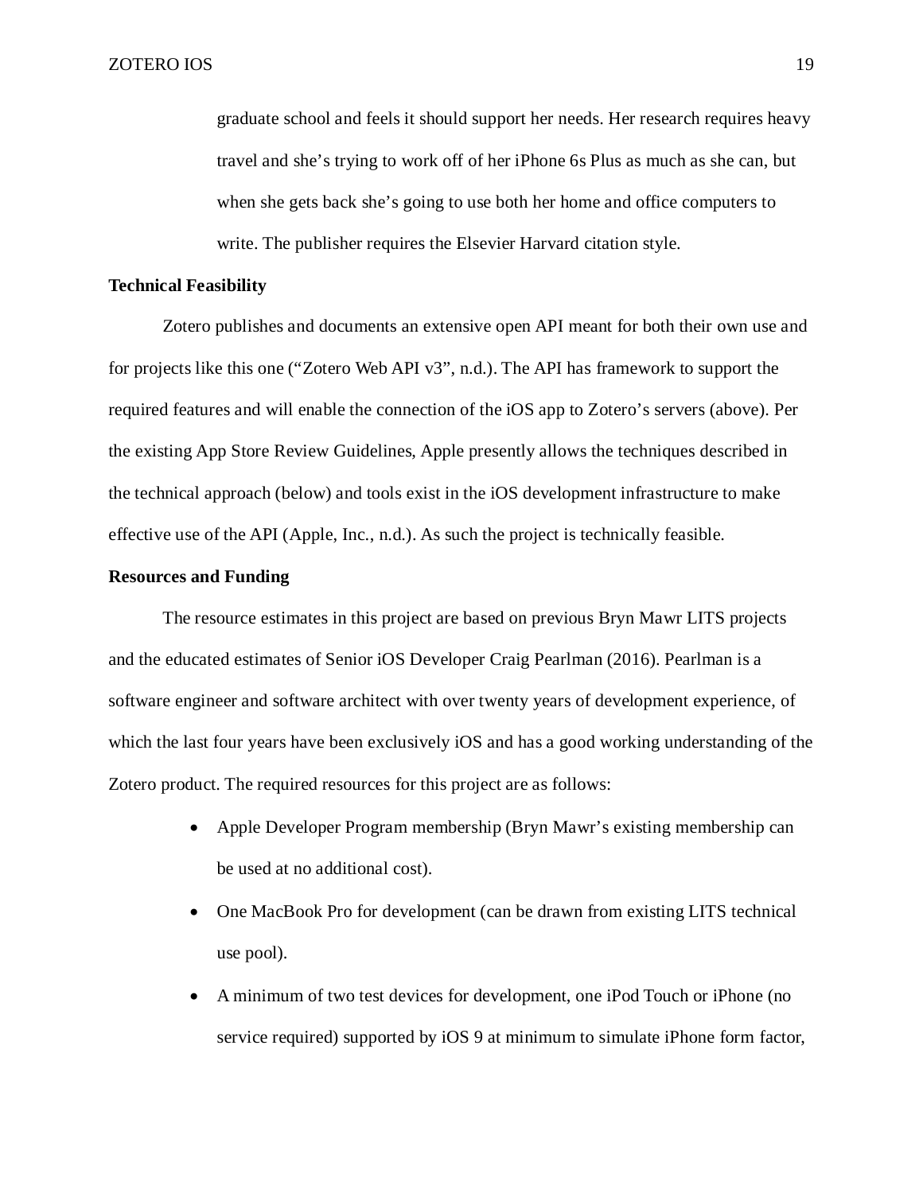graduate school and feels it should support her needs. Her research requires heavy travel and she's trying to work off of her iPhone 6s Plus as much as she can, but when she gets back she's going to use both her home and office computers to write. The publisher requires the Elsevier Harvard citation style.

**Technical Feasibility**

Zotero publishes and documents an extensive open API meant for both their own use and for projects like this one ("Zotero Web API v3", n.d.). The API has framework to support the required features and will enable the connection of the iOS app to Zotero's servers (above). Per the existing App Store Review Guidelines, Apple presently allows the techniques described in the technical approach (below) and tools exist in the iOS development infrastructure to make effective use of the API (Apple, Inc., n.d.). As such the project is technically feasible.

**Resources and Funding**

The resource estimates in this project are based on previous Bryn Mawr LITS projects and the educated estimates of Senior iOS Developer Craig Pearlman (2016). Pearlman is a software engineer and software architect with over twenty years of development experience, of which the last four years have been exclusively iOS and has a good working understanding of the Zotero product. The required resources for this project are as follows:

- Apple Developer Program membership (Bryn Mawr's existing membership can be used at no additional cost).
- One MacBook Pro for development (can be drawn from existing LITS technical use pool).
- A minimum of two test devices for development, one iPod Touch or iPhone (no service required) supported by iOS 9 at minimum to simulate iPhone form factor,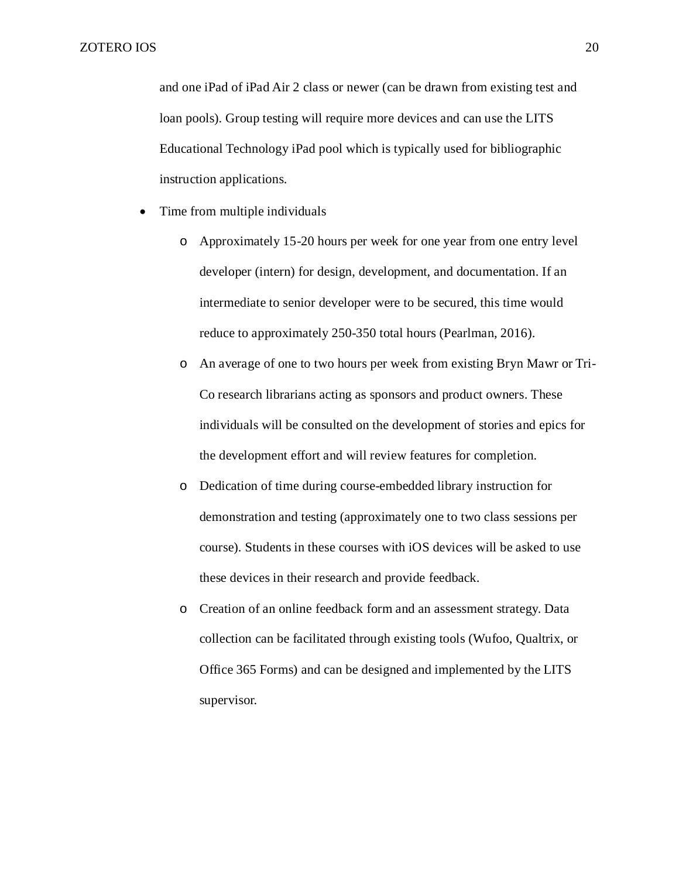and one iPad of iPad Air 2 class or newer (can be drawn from existing test and loan pools). Group testing will require more devices and can use the LITS Educational Technology iPad pool which is typically used for bibliographic instruction applications.

- Time from multiple individuals
    - Approximately 15-20 hours per week for one year from one entry level developer (intern) for design, development, and documentation. If an intermediate to senior developer were to be secured, this time would reduce to approximately 250-350 total hours (Pearlman, 2016).
    - An average of one to two hours per week from existing Bryn Mawr or Tri-Co research librarians acting as sponsors and product owners. These individuals will be consulted on the development of stories and epics for the development effort and will review features for completion.
    - Dedication of time during course-embedded library instruction for demonstration and testing (approximately one to two class sessions per course). Students in these courses with iOS devices will be asked to use these devices in their research and provide feedback.
    - Creation of an online feedback form and an assessment strategy. Data collection can be facilitated through existing tools (Wufoo, Qualtrix, or Office 365 Forms) and can be designed and implemented by the LITS supervisor.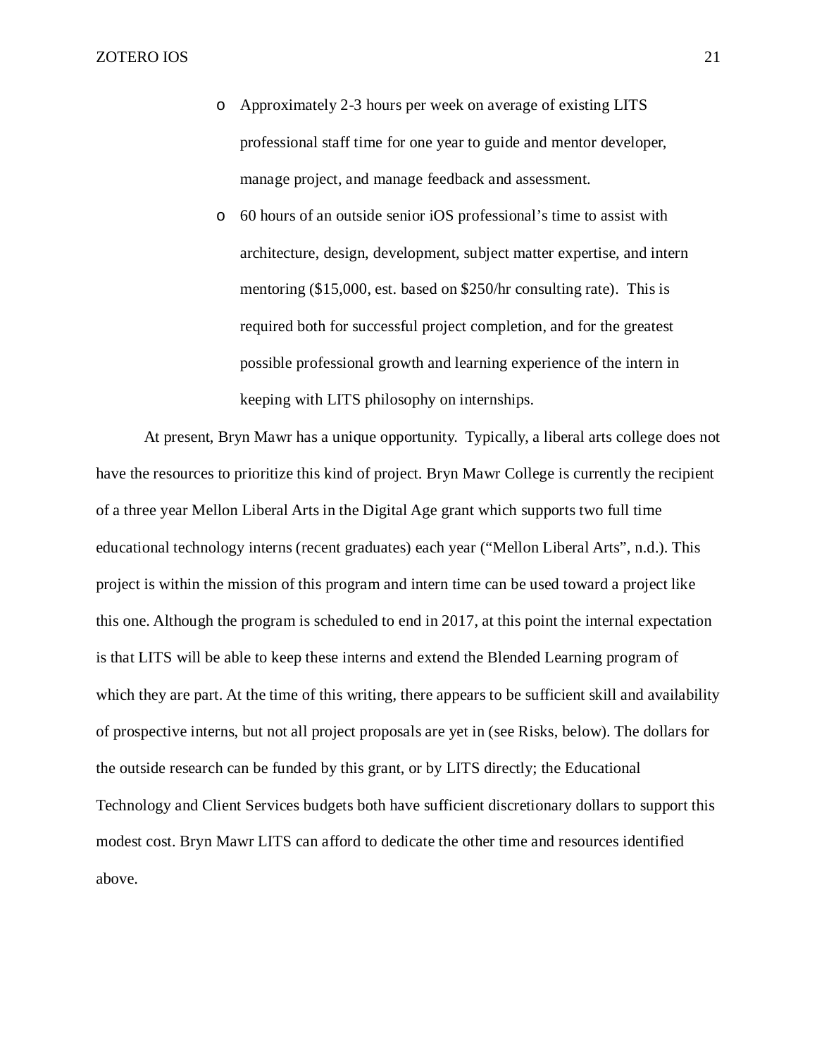- Approximately 2-3 hours per week on average of existing LITS professional staff time for one year to guide and mentor developer, manage project, and manage feedback and assessment.
- 60 hours of an outside senior iOS professional's time to assist with architecture, design, development, subject matter expertise, and intern mentoring ($15,000, est. based on $250/hr consulting rate). This is required both for successful project completion, and for the greatest possible professional growth and learning experience of the intern in keeping with LITS philosophy on internships.

At present, Bryn Mawr has a unique opportunity. Typically, a liberal arts college does not have the resources to prioritize this kind of project. Bryn Mawr College is currently the recipient of a three year Mellon Liberal Arts in the Digital Age grant which supports two full time educational technology interns (recent graduates) each year ("Mellon Liberal Arts", n.d.). This project is within the mission of this program and intern time can be used toward a project like this one. Although the program is scheduled to end in 2017, at this point the internal expectation is that LITS will be able to keep these interns and extend the Blended Learning program of which they are part. At the time of this writing, there appears to be sufficient skill and availability of prospective interns, but not all project proposals are yet in (see Risks, below). The dollars for the outside research can be funded by this grant, or by LITS directly; the Educational Technology and Client Services budgets both have sufficient discretionary dollars to support this modest cost. Bryn Mawr LITS can afford to dedicate the other time and resources identified above.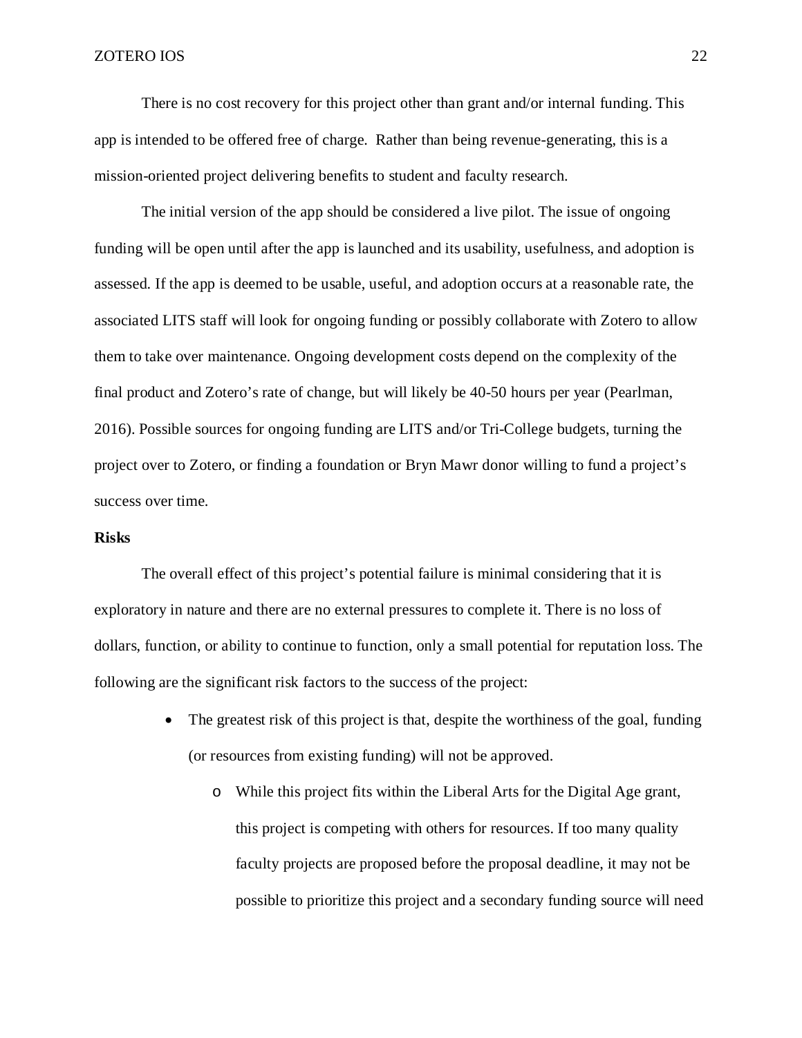There is no cost recovery for this project other than grant and/or internal funding. This app is intended to be offered free of charge. Rather than being revenue-generating, this is a mission-oriented project delivering benefits to student and faculty research.

The initial version of the app should be considered a live pilot. The issue of ongoing funding will be open until after the app is launched and its usability, usefulness, and adoption is assessed. If the app is deemed to be usable, useful, and adoption occurs at a reasonable rate, the associated LITS staff will look for ongoing funding or possibly collaborate with Zotero to allow them to take over maintenance. Ongoing development costs depend on the complexity of the final product and Zotero's rate of change, but will likely be 40-50 hours per year (Pearlman, 2016). Possible sources for ongoing funding are LITS and/or Tri-College budgets, turning the project over to Zotero, or finding a foundation or Bryn Mawr donor willing to fund a project's success over time.

**Risks**

The overall effect of this project's potential failure is minimal considering that it is exploratory in nature and there are no external pressures to complete it. There is no loss of dollars, function, or ability to continue to function, only a small potential for reputation loss. The following are the significant risk factors to the success of the project:

- The greatest risk of this project is that, despite the worthiness of the goal, funding (or resources from existing funding) will not be approved.
  - While this project fits within the Liberal Arts for the Digital Age grant, this project is competing with others for resources. If too many quality faculty projects are proposed before the proposal deadline, it may not be possible to prioritize this project and a secondary funding source will need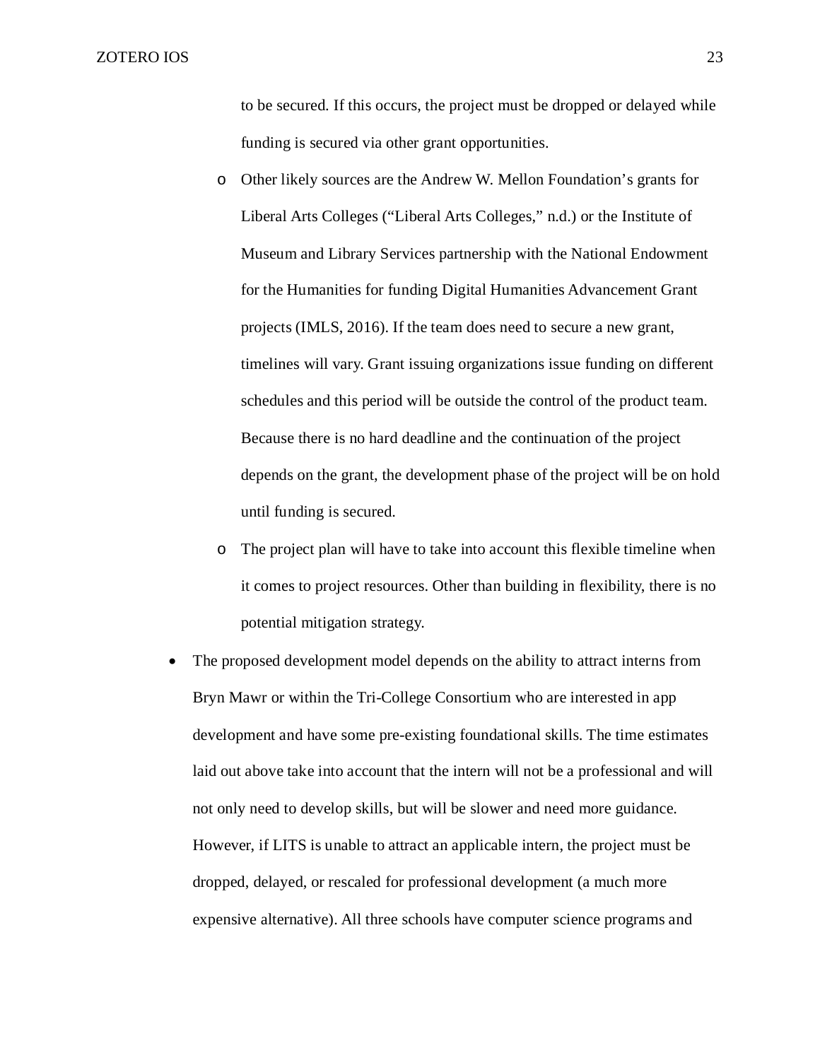to be secured. If this occurs, the project must be dropped or delayed while funding is secured via other grant opportunities.

    - Other likely sources are the Andrew W. Mellon Foundation's grants for Liberal Arts Colleges ("Liberal Arts Colleges," n.d.) or the Institute of Museum and Library Services partnership with the National Endowment for the Humanities for funding Digital Humanities Advancement Grant projects (IMLS, 2016). If the team does need to secure a new grant, timelines will vary. Grant issuing organizations issue funding on different schedules and this period will be outside the control of the product team. Because there is no hard deadline and the continuation of the project depends on the grant, the development phase of the project will be on hold until funding is secured.
    - The project plan will have to take into account this flexible timeline when it comes to project resources. Other than building in flexibility, there is no potential mitigation strategy.

- The proposed development model depends on the ability to attract interns from Bryn Mawr or within the Tri-College Consortium who are interested in app development and have some pre-existing foundational skills. The time estimates laid out above take into account that the intern will not be a professional and will not only need to develop skills, but will be slower and need more guidance. However, if LITS is unable to attract an applicable intern, the project must be dropped, delayed, or rescaled for professional development (a much more expensive alternative). All three schools have computer science programs and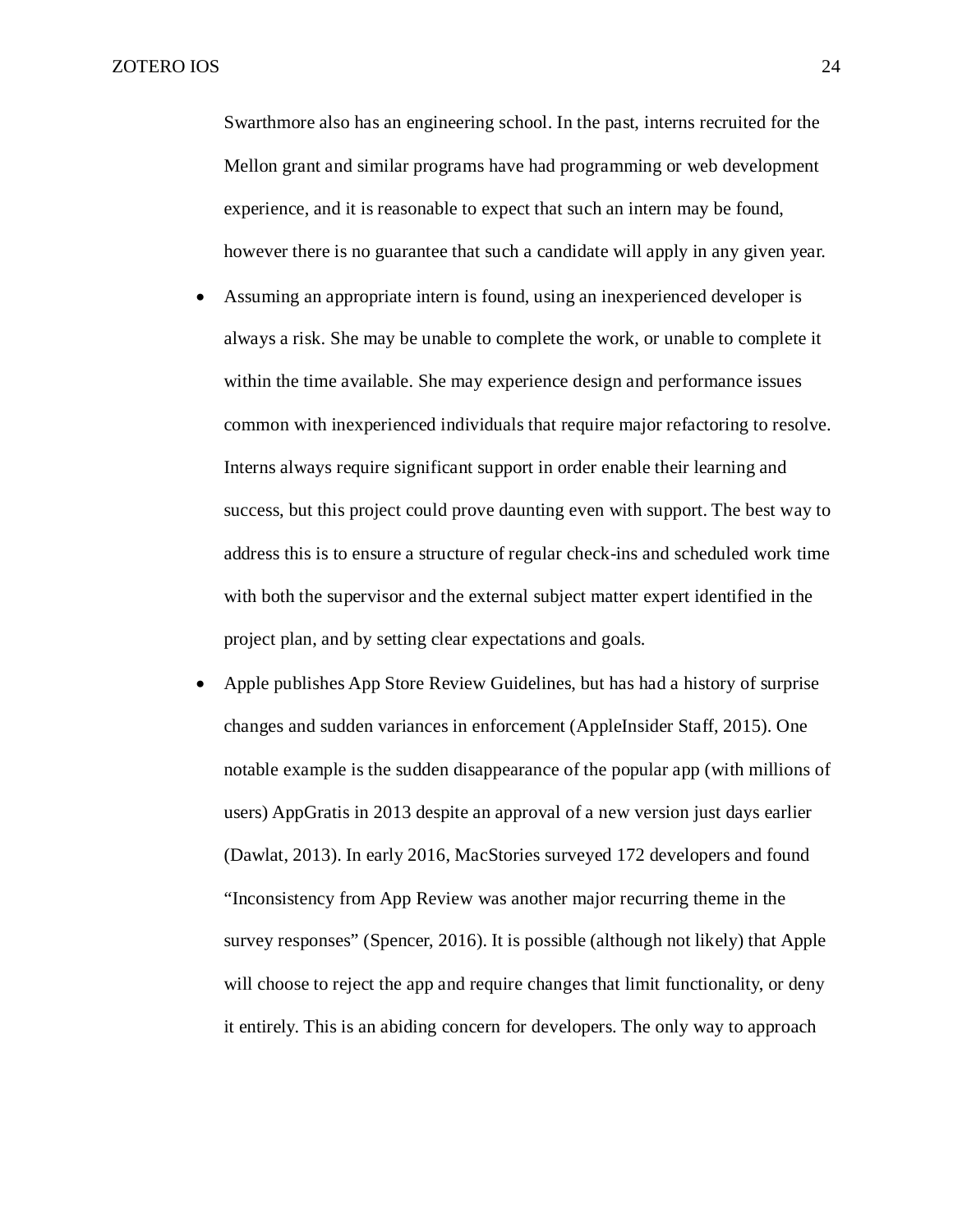Swarthmore also has an engineering school. In the past, interns recruited for the Mellon grant and similar programs have had programming or web development experience, and it is reasonable to expect that such an intern may be found, however there is no guarantee that such a candidate will apply in any given year.

- Assuming an appropriate intern is found, using an inexperienced developer is always a risk. She may be unable to complete the work, or unable to complete it within the time available. She may experience design and performance issues common with inexperienced individuals that require major refactoring to resolve. Interns always require significant support in order enable their learning and success, but this project could prove daunting even with support. The best way to address this is to ensure a structure of regular check-ins and scheduled work time with both the supervisor and the external subject matter expert identified in the project plan, and by setting clear expectations and goals.
- Apple publishes App Store Review Guidelines, but has had a history of surprise changes and sudden variances in enforcement (AppleInsider Staff, 2015). One notable example is the sudden disappearance of the popular app (with millions of users) AppGratis in 2013 despite an approval of a new version just days earlier (Dawlat, 2013). In early 2016, MacStories surveyed 172 developers and found "Inconsistency from App Review was another major recurring theme in the survey responses" (Spencer, 2016). It is possible (although not likely) that Apple will choose to reject the app and require changes that limit functionality, or deny it entirely. This is an abiding concern for developers. The only way to approach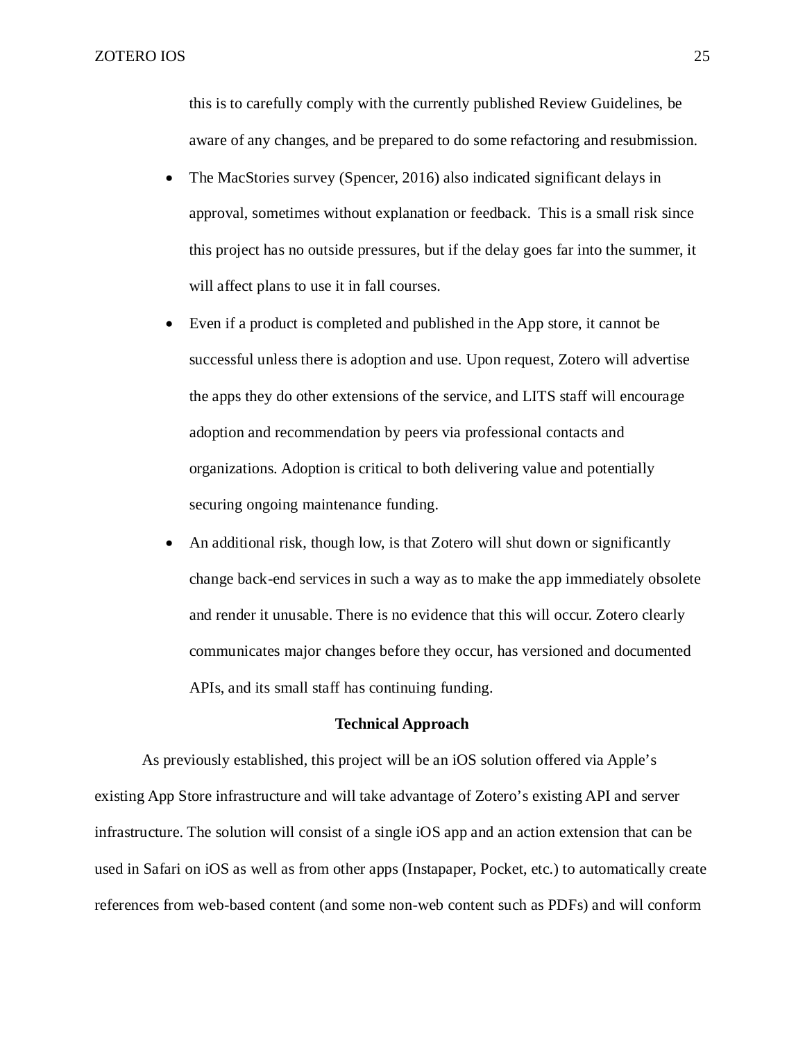this is to carefully comply with the currently published Review Guidelines, be aware of any changes, and be prepared to do some refactoring and resubmission.

- The MacStories survey (Spencer, 2016) also indicated significant delays in approval, sometimes without explanation or feedback.  This is a small risk since this project has no outside pressures, but if the delay goes far into the summer, it will affect plans to use it in fall courses.
- Even if a product is completed and published in the App store, it cannot be successful unless there is adoption and use. Upon request, Zotero will advertise the apps they do other extensions of the service, and LITS staff will encourage adoption and recommendation by peers via professional contacts and organizations. Adoption is critical to both delivering value and potentially securing ongoing maintenance funding.
- An additional risk, though low, is that Zotero will shut down or significantly change back-end services in such a way as to make the app immediately obsolete and render it unusable. There is no evidence that this will occur. Zotero clearly communicates major changes before they occur, has versioned and documented APIs, and its small staff has continuing funding.

## Technical Approach

As previously established, this project will be an iOS solution offered via Apple's existing App Store infrastructure and will take advantage of Zotero's existing API and server infrastructure. The solution will consist of a single iOS app and an action extension that can be used in Safari on iOS as well as from other apps (Instapaper, Pocket, etc.) to automatically create references from web-based content (and some non-web content such as PDFs) and will conform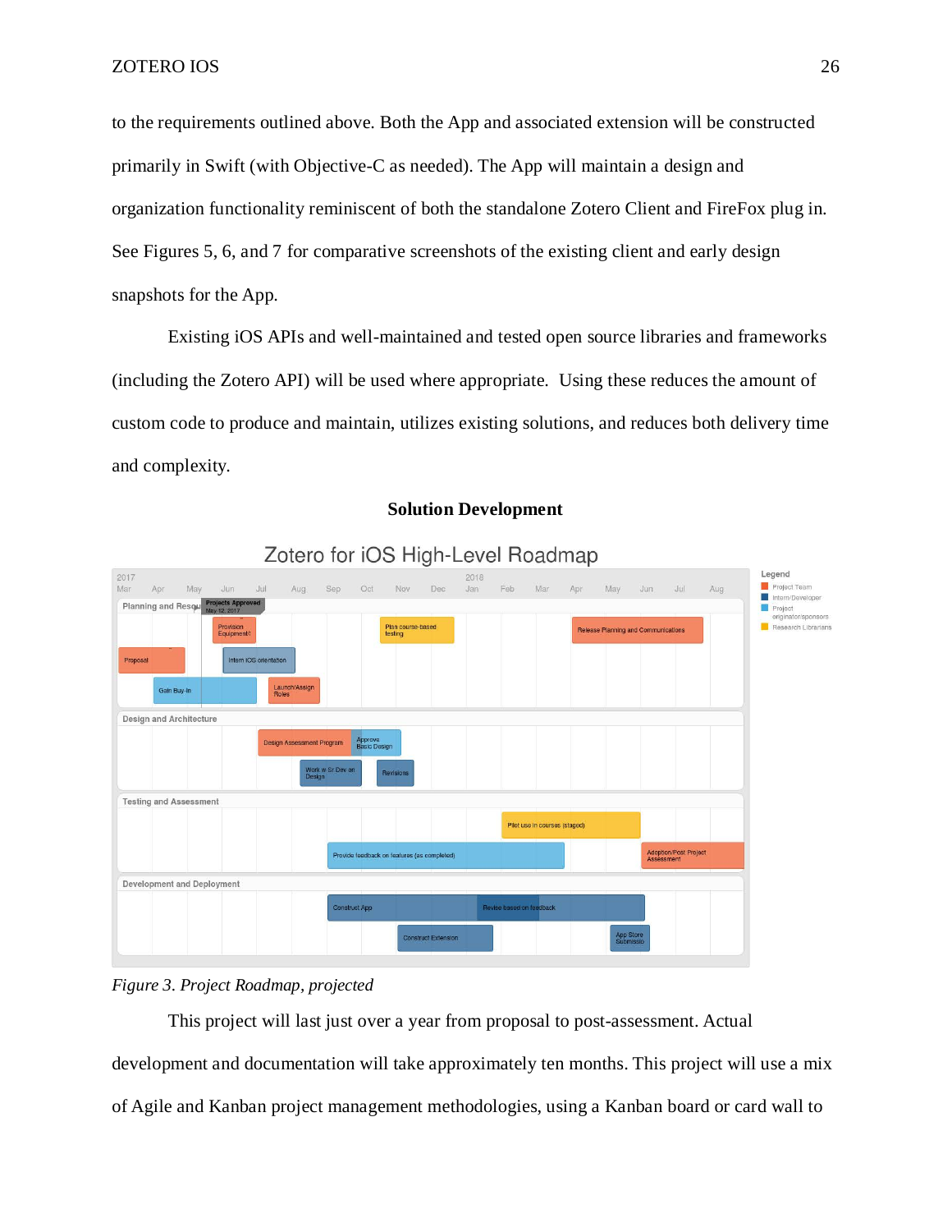to the requirements outlined above. Both the App and associated extension will be constructed primarily in Swift (with Objective-C as needed). The App will maintain a design and organization functionality reminiscent of both the standalone Zotero Client and FireFox plug in. See Figures 5, 6, and 7 for comparative screenshots of the existing client and early design snapshots for the App.

Existing iOS APIs and well-maintained and tested open source libraries and frameworks (including the Zotero API) will be used where appropriate. Using these reduces the amount of custom code to produce and maintain, utilizes existing solutions, and reduces both delivery time and complexity.

## Solution Development

*Figure 3. Project Roadmap, projected*

This project will last just over a year from proposal to post-assessment. Actual development and documentation will take approximately ten months. This project will use a mix of Agile and Kanban project management methodologies, using a Kanban board or card wall to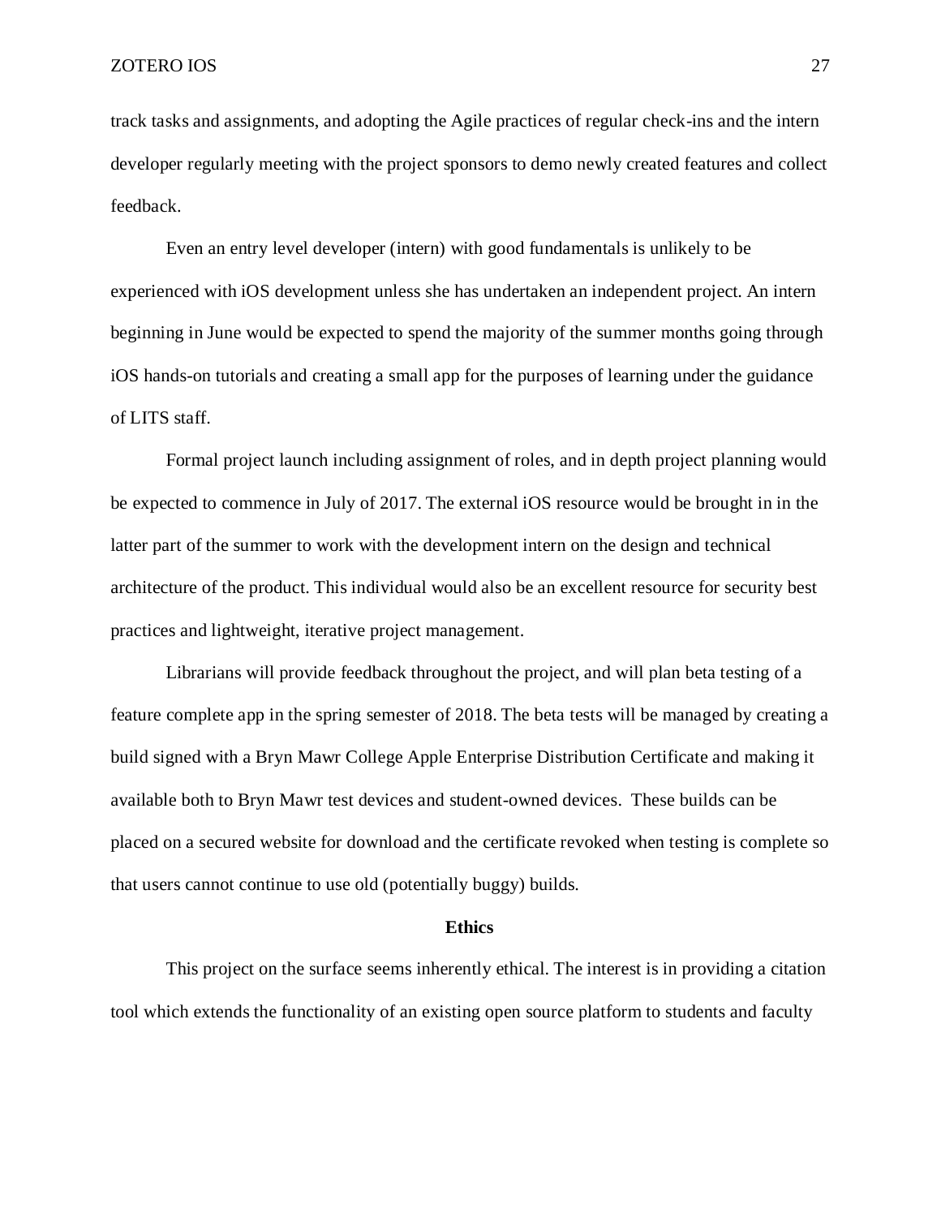track tasks and assignments, and adopting the Agile practices of regular check-ins and the intern developer regularly meeting with the project sponsors to demo newly created features and collect feedback.

Even an entry level developer (intern) with good fundamentals is unlikely to be experienced with iOS development unless she has undertaken an independent project. An intern beginning in June would be expected to spend the majority of the summer months going through iOS hands-on tutorials and creating a small app for the purposes of learning under the guidance of LITS staff.

Formal project launch including assignment of roles, and in depth project planning would be expected to commence in July of 2017. The external iOS resource would be brought in in the latter part of the summer to work with the development intern on the design and technical architecture of the product. This individual would also be an excellent resource for security best practices and lightweight, iterative project management.

Librarians will provide feedback throughout the project, and will plan beta testing of a feature complete app in the spring semester of 2018. The beta tests will be managed by creating a build signed with a Bryn Mawr College Apple Enterprise Distribution Certificate and making it available both to Bryn Mawr test devices and student-owned devices. These builds can be placed on a secured website for download and the certificate revoked when testing is complete so that users cannot continue to use old (potentially buggy) builds.

## Ethics

This project on the surface seems inherently ethical. The interest is in providing a citation tool which extends the functionality of an existing open source platform to students and faculty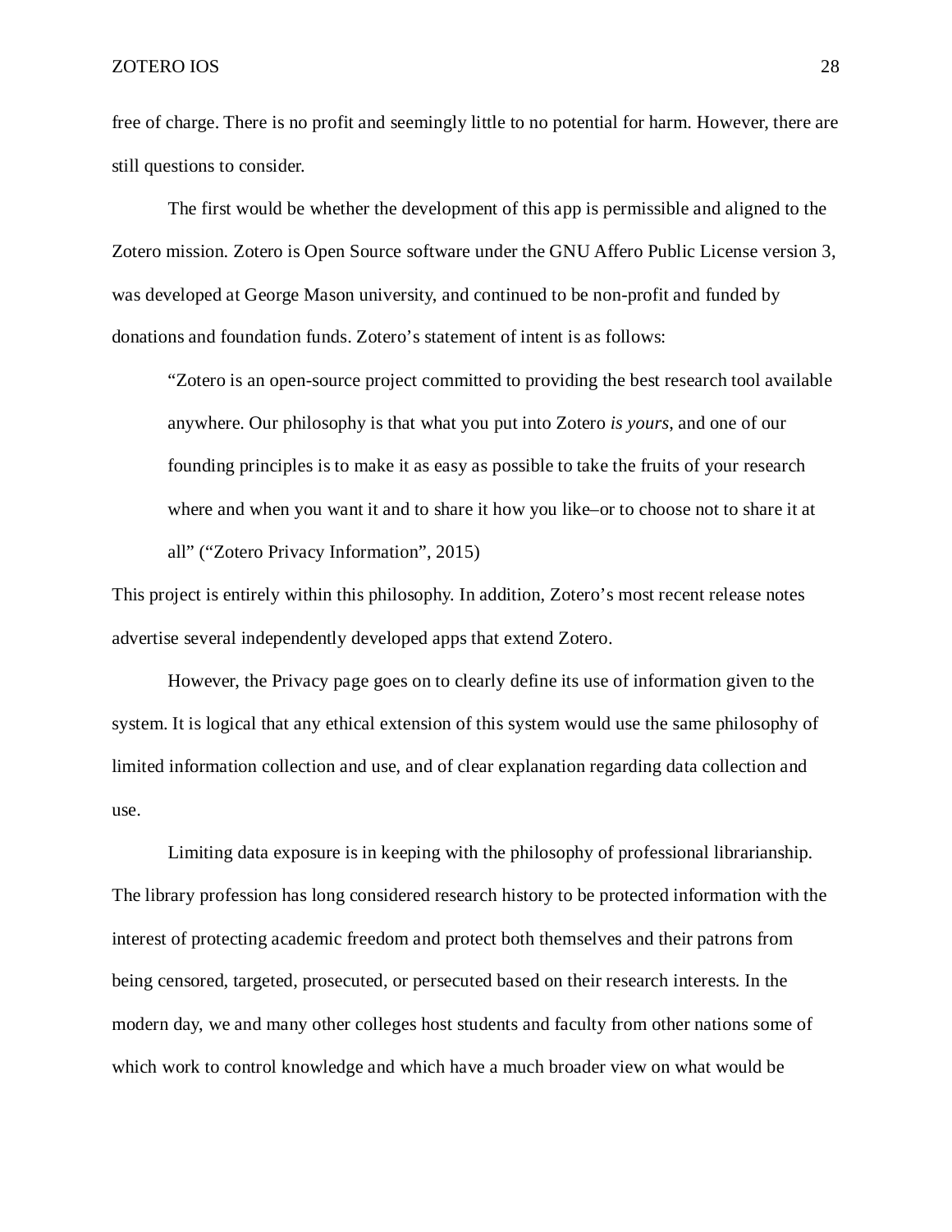free of charge. There is no profit and seemingly little to no potential for harm. However, there are still questions to consider.

The first would be whether the development of this app is permissible and aligned to the Zotero mission. Zotero is Open Source software under the GNU Affero Public License version 3, was developed at George Mason university, and continued to be non-profit and funded by donations and foundation funds. Zotero's statement of intent is as follows:

> "Zotero is an open-source project committed to providing the best research tool available anywhere. Our philosophy is that what you put into Zotero *is yours*, and one of our founding principles is to make it as easy as possible to take the fruits of your research where and when you want it and to share it how you like–or to choose not to share it at all" ("Zotero Privacy Information", 2015)

This project is entirely within this philosophy. In addition, Zotero's most recent release notes advertise several independently developed apps that extend Zotero.

However, the Privacy page goes on to clearly define its use of information given to the system. It is logical that any ethical extension of this system would use the same philosophy of limited information collection and use, and of clear explanation regarding data collection and use.

Limiting data exposure is in keeping with the philosophy of professional librarianship. The library profession has long considered research history to be protected information with the interest of protecting academic freedom and protect both themselves and their patrons from being censored, targeted, prosecuted, or persecuted based on their research interests. In the modern day, we and many other colleges host students and faculty from other nations some of which work to control knowledge and which have a much broader view on what would be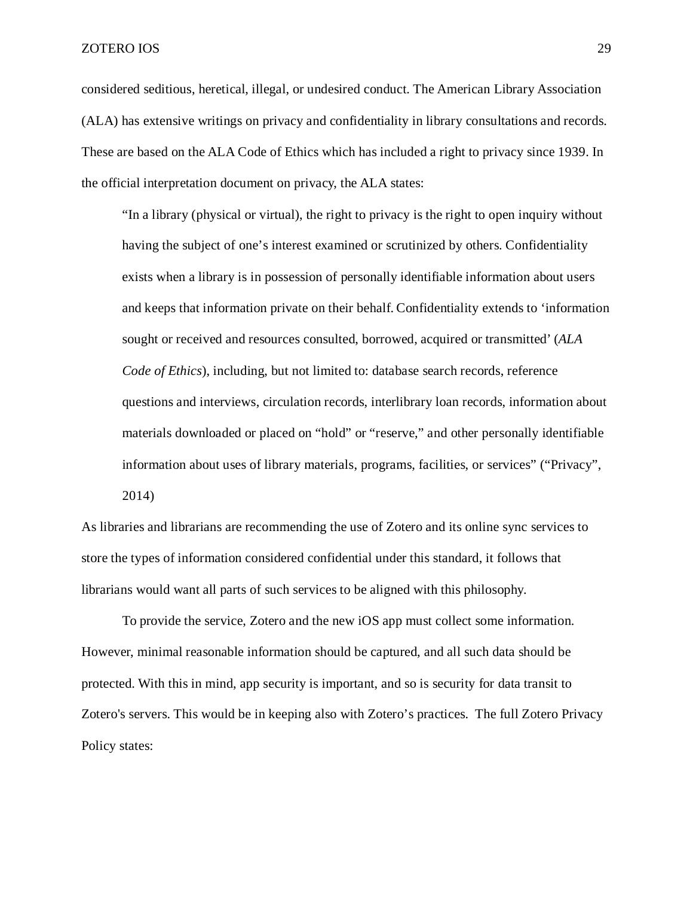considered seditious, heretical, illegal, or undesired conduct. The American Library Association (ALA) has extensive writings on privacy and confidentiality in library consultations and records. These are based on the ALA Code of Ethics which has included a right to privacy since 1939. In the official interpretation document on privacy, the ALA states:

> "In a library (physical or virtual), the right to privacy is the right to open inquiry without having the subject of one's interest examined or scrutinized by others. Confidentiality exists when a library is in possession of personally identifiable information about users and keeps that information private on their behalf. Confidentiality extends to 'information sought or received and resources consulted, borrowed, acquired or transmitted' (*ALA Code of Ethics*), including, but not limited to: database search records, reference questions and interviews, circulation records, interlibrary loan records, information about materials downloaded or placed on "hold" or "reserve," and other personally identifiable information about uses of library materials, programs, facilities, or services" ("Privacy", 2014)

As libraries and librarians are recommending the use of Zotero and its online sync services to store the types of information considered confidential under this standard, it follows that librarians would want all parts of such services to be aligned with this philosophy.

To provide the service, Zotero and the new iOS app must collect some information. However, minimal reasonable information should be captured, and all such data should be protected. With this in mind, app security is important, and so is security for data transit to Zotero's servers. This would be in keeping also with Zotero's practices. The full Zotero Privacy Policy states: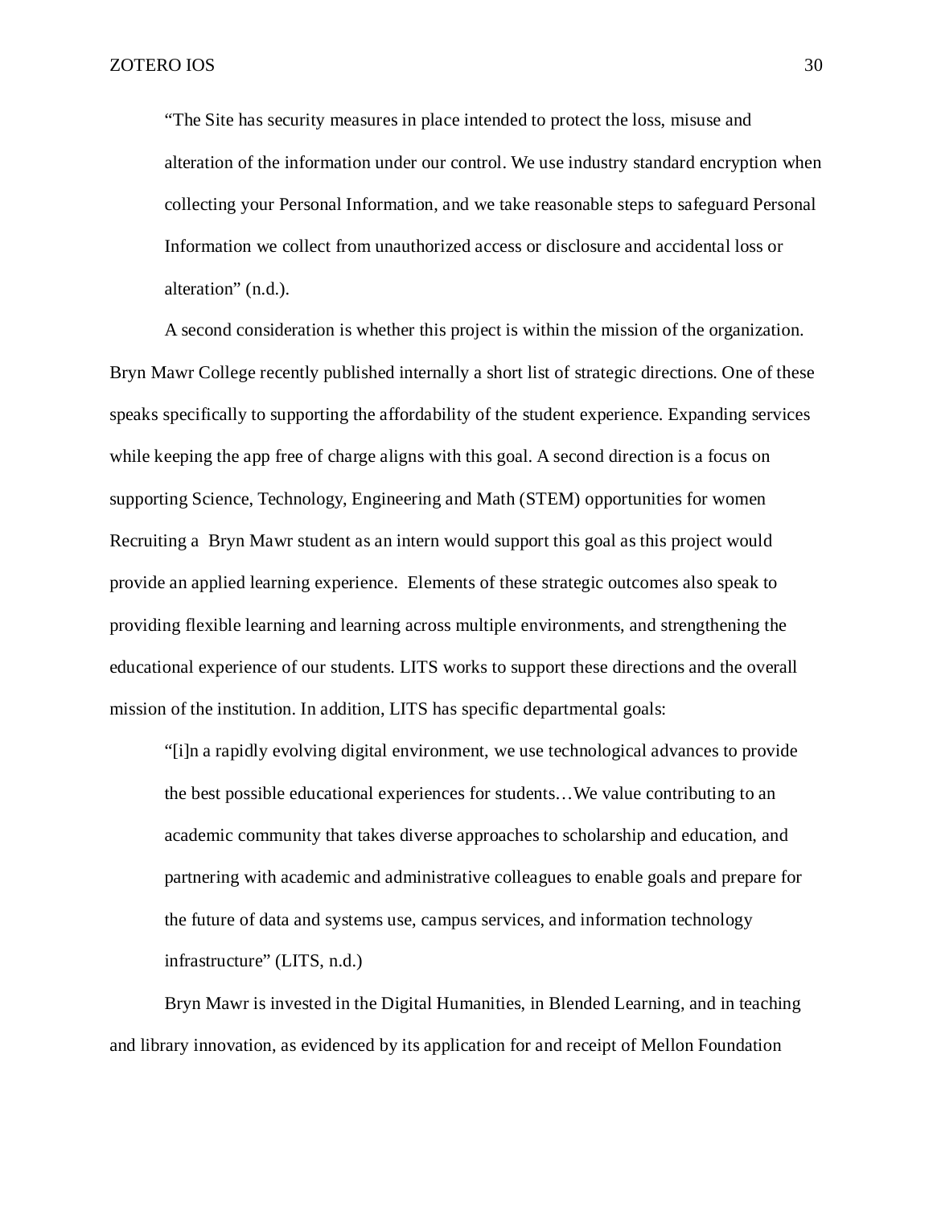> "The Site has security measures in place intended to protect the loss, misuse and alteration of the information under our control. We use industry standard encryption when collecting your Personal Information, and we take reasonable steps to safeguard Personal Information we collect from unauthorized access or disclosure and accidental loss or alteration" (n.d.).

A second consideration is whether this project is within the mission of the organization. Bryn Mawr College recently published internally a short list of strategic directions. One of these speaks specifically to supporting the affordability of the student experience. Expanding services while keeping the app free of charge aligns with this goal. A second direction is a focus on supporting Science, Technology, Engineering and Math (STEM) opportunities for women Recruiting a Bryn Mawr student as an intern would support this goal as this project would provide an applied learning experience. Elements of these strategic outcomes also speak to providing flexible learning and learning across multiple environments, and strengthening the educational experience of our students. LITS works to support these directions and the overall mission of the institution. In addition, LITS has specific departmental goals:

> "[i]n a rapidly evolving digital environment, we use technological advances to provide the best possible educational experiences for students…We value contributing to an academic community that takes diverse approaches to scholarship and education, and partnering with academic and administrative colleagues to enable goals and prepare for the future of data and systems use, campus services, and information technology infrastructure" (LITS, n.d.)

Bryn Mawr is invested in the Digital Humanities, in Blended Learning, and in teaching and library innovation, as evidenced by its application for and receipt of Mellon Foundation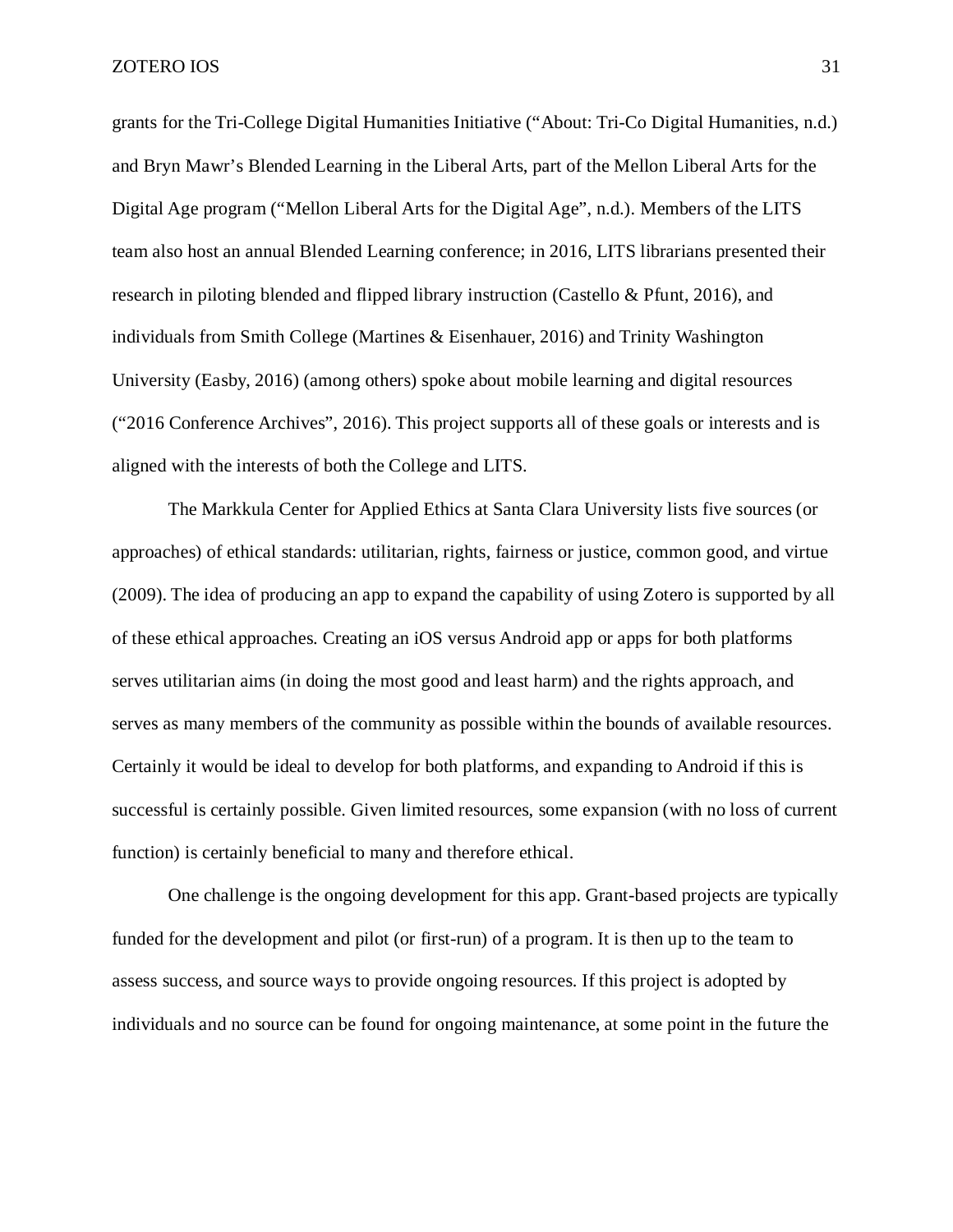grants for the Tri-College Digital Humanities Initiative ("About: Tri-Co Digital Humanities, n.d.) and Bryn Mawr's Blended Learning in the Liberal Arts, part of the Mellon Liberal Arts for the Digital Age program ("Mellon Liberal Arts for the Digital Age", n.d.). Members of the LITS team also host an annual Blended Learning conference; in 2016, LITS librarians presented their research in piloting blended and flipped library instruction (Castello & Pfunt, 2016), and individuals from Smith College (Martines & Eisenhauer, 2016) and Trinity Washington University (Easby, 2016) (among others) spoke about mobile learning and digital resources ("2016 Conference Archives", 2016). This project supports all of these goals or interests and is aligned with the interests of both the College and LITS.

The Markkula Center for Applied Ethics at Santa Clara University lists five sources (or approaches) of ethical standards: utilitarian, rights, fairness or justice, common good, and virtue (2009). The idea of producing an app to expand the capability of using Zotero is supported by all of these ethical approaches. Creating an iOS versus Android app or apps for both platforms serves utilitarian aims (in doing the most good and least harm) and the rights approach, and serves as many members of the community as possible within the bounds of available resources. Certainly it would be ideal to develop for both platforms, and expanding to Android if this is successful is certainly possible. Given limited resources, some expansion (with no loss of current function) is certainly beneficial to many and therefore ethical.

One challenge is the ongoing development for this app. Grant-based projects are typically funded for the development and pilot (or first-run) of a program. It is then up to the team to assess success, and source ways to provide ongoing resources. If this project is adopted by individuals and no source can be found for ongoing maintenance, at some point in the future the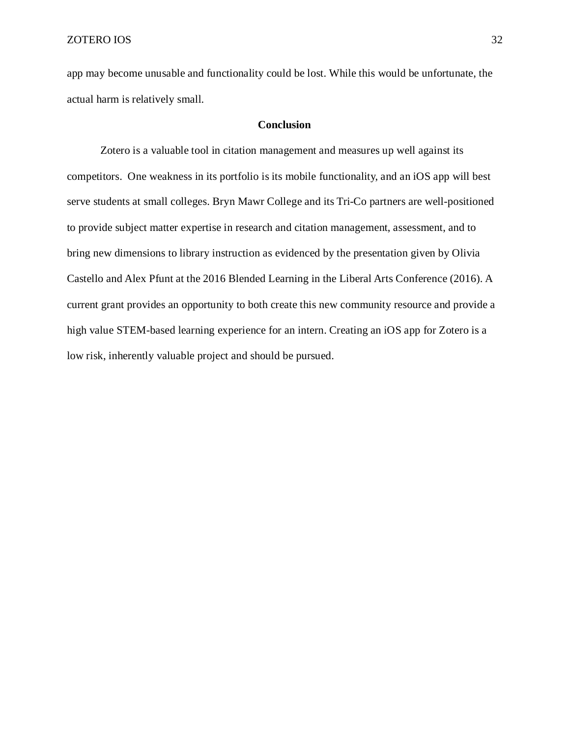app may become unusable and functionality could be lost. While this would be unfortunate, the actual harm is relatively small.

## Conclusion

Zotero is a valuable tool in citation management and measures up well against its competitors. One weakness in its portfolio is its mobile functionality, and an iOS app will best serve students at small colleges. Bryn Mawr College and its Tri-Co partners are well-positioned to provide subject matter expertise in research and citation management, assessment, and to bring new dimensions to library instruction as evidenced by the presentation given by Olivia Castello and Alex Pfunt at the 2016 Blended Learning in the Liberal Arts Conference (2016). A current grant provides an opportunity to both create this new community resource and provide a high value STEM-based learning experience for an intern. Creating an iOS app for Zotero is a low risk, inherently valuable project and should be pursued.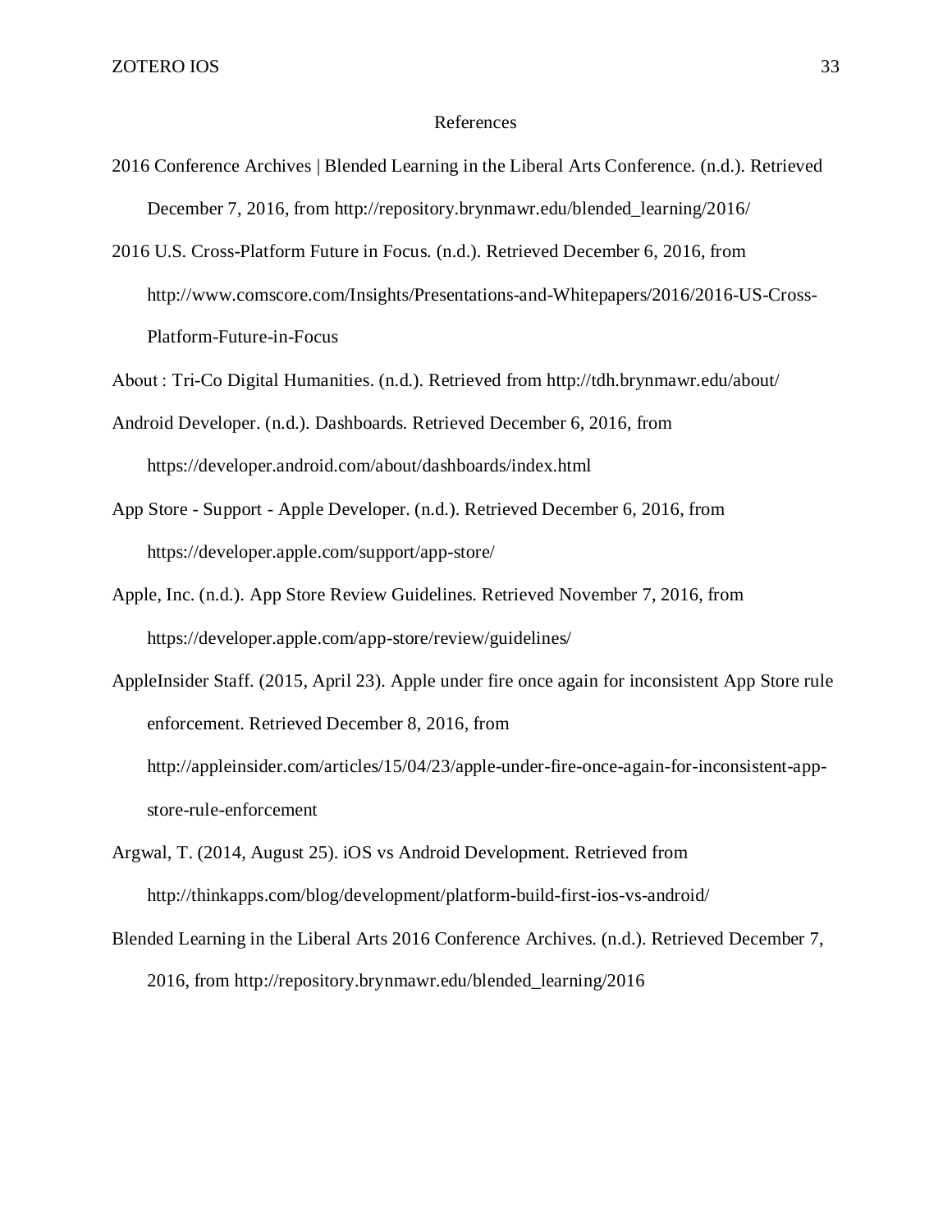# References

2016 Conference Archives | Blended Learning in the Liberal Arts Conference. (n.d.). Retrieved December 7, 2016, from http://repository.brynmawr.edu/blended_learning/2016/

2016 U.S. Cross-Platform Future in Focus. (n.d.). Retrieved December 6, 2016, from http://www.comscore.com/Insights/Presentations-and-Whitepapers/2016/2016-US-Cross-Platform-Future-in-Focus

About : Tri-Co Digital Humanities. (n.d.). Retrieved from http://tdh.brynmawr.edu/about/

Android Developer. (n.d.). Dashboards. Retrieved December 6, 2016, from https://developer.android.com/about/dashboards/index.html

App Store - Support - Apple Developer. (n.d.). Retrieved December 6, 2016, from https://developer.apple.com/support/app-store/

Apple, Inc. (n.d.). App Store Review Guidelines. Retrieved November 7, 2016, from https://developer.apple.com/app-store/review/guidelines/

AppleInsider Staff. (2015, April 23). Apple under fire once again for inconsistent App Store rule enforcement. Retrieved December 8, 2016, from http://appleinsider.com/articles/15/04/23/apple-under-fire-once-again-for-inconsistent-app-store-rule-enforcement

Argwal, T. (2014, August 25). iOS vs Android Development. Retrieved from http://thinkapps.com/blog/development/platform-build-first-ios-vs-android/

Blended Learning in the Liberal Arts 2016 Conference Archives. (n.d.). Retrieved December 7, 2016, from http://repository.brynmawr.edu/blended_learning/2016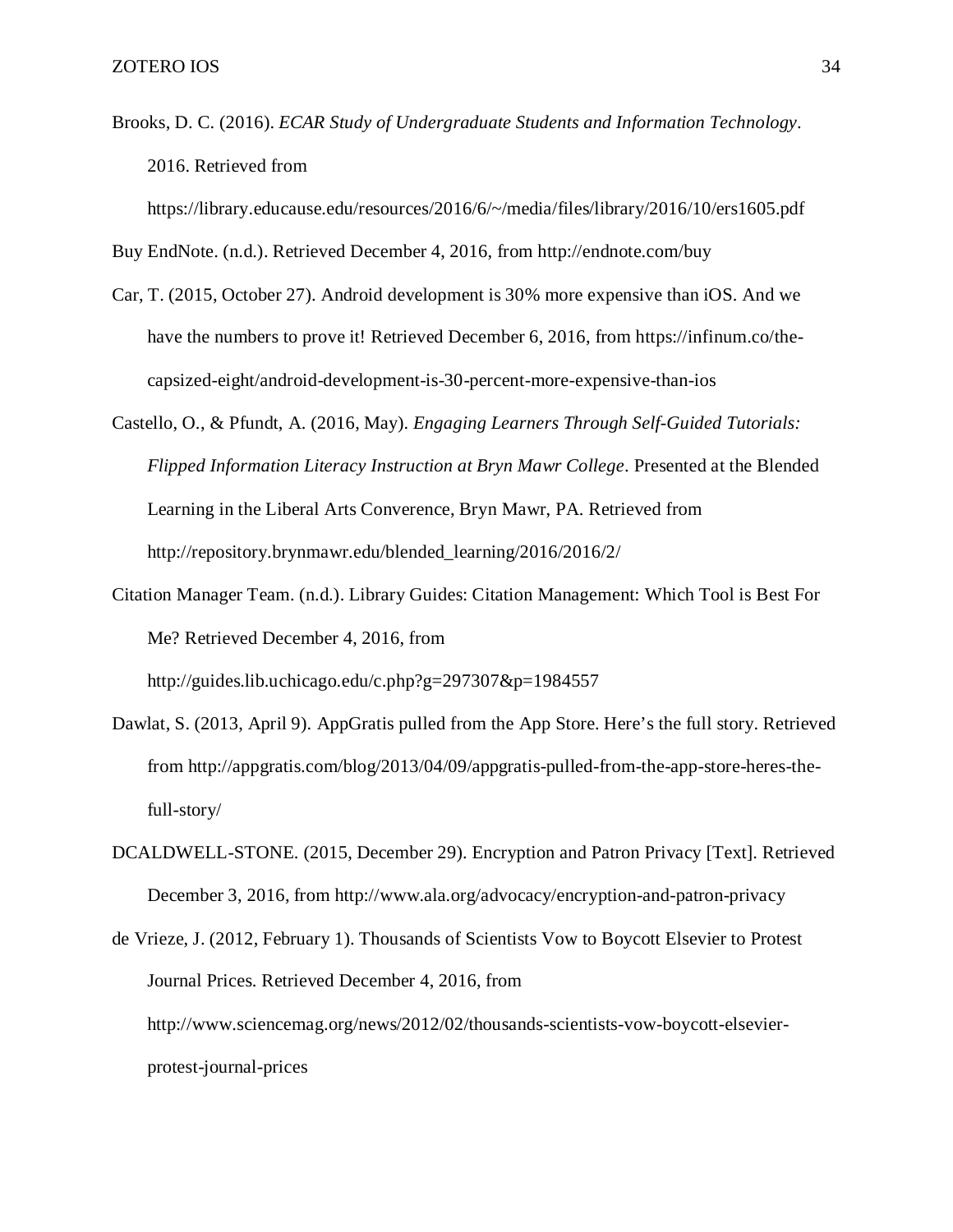Brooks, D. C. (2016). *ECAR Study of Undergraduate Students and Information Technology*. 2016. Retrieved from https://library.educause.edu/resources/2016/6/~/media/files/library/2016/10/ers1605.pdf

Buy EndNote. (n.d.). Retrieved December 4, 2016, from http://endnote.com/buy

Car, T. (2015, October 27). Android development is 30% more expensive than iOS. And we have the numbers to prove it! Retrieved December 6, 2016, from https://infinum.co/the-capsized-eight/android-development-is-30-percent-more-expensive-than-ios

Castello, O., & Pfundt, A. (2016, May). *Engaging Learners Through Self-Guided Tutorials: Flipped Information Literacy Instruction at Bryn Mawr College*. Presented at the Blended Learning in the Liberal Arts Converence, Bryn Mawr, PA. Retrieved from http://repository.brynmawr.edu/blended_learning/2016/2016/2/

Citation Manager Team. (n.d.). Library Guides: Citation Management: Which Tool is Best For Me? Retrieved December 4, 2016, from http://guides.lib.uchicago.edu/c.php?g=297307&p=1984557

Dawlat, S. (2013, April 9). AppGratis pulled from the App Store. Here's the full story. Retrieved from http://appgratis.com/blog/2013/04/09/appgratis-pulled-from-the-app-store-heres-the-full-story/

DCALDWELL-STONE. (2015, December 29). Encryption and Patron Privacy [Text]. Retrieved December 3, 2016, from http://www.ala.org/advocacy/encryption-and-patron-privacy

de Vrieze, J. (2012, February 1). Thousands of Scientists Vow to Boycott Elsevier to Protest Journal Prices. Retrieved December 4, 2016, from http://www.sciencemag.org/news/2012/02/thousands-scientists-vow-boycott-elsevier-protest-journal-prices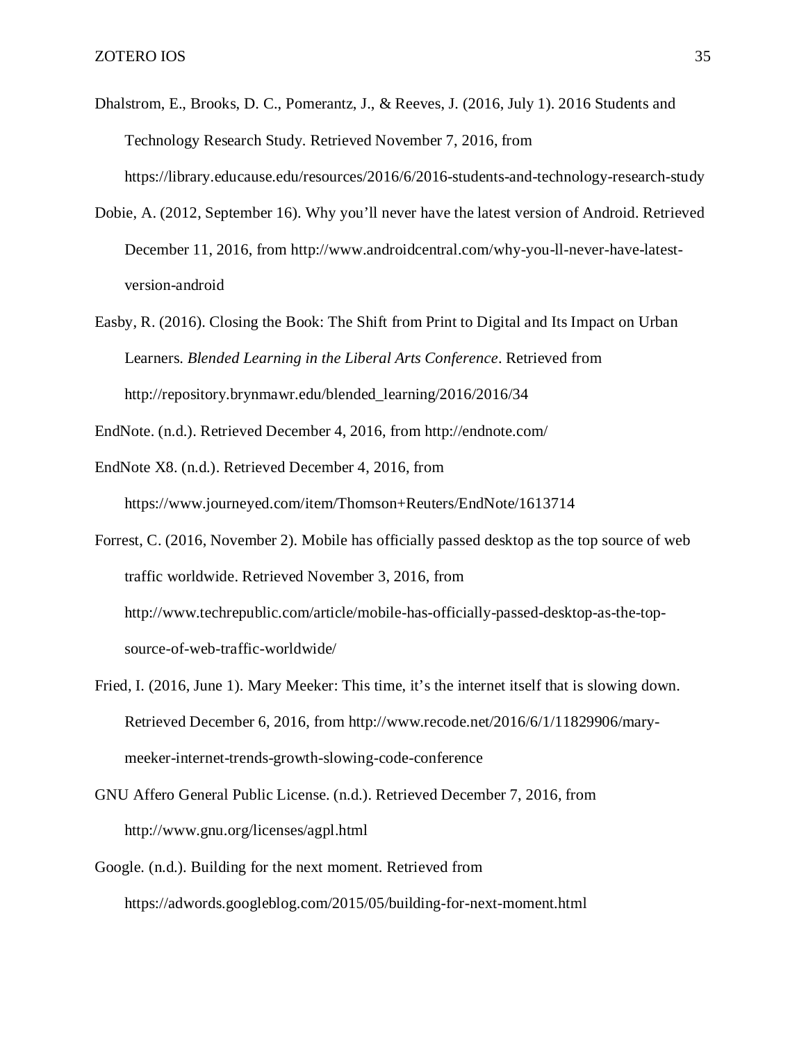Dhalstrom, E., Brooks, D. C., Pomerantz, J., & Reeves, J. (2016, July 1). 2016 Students and Technology Research Study. Retrieved November 7, 2016, from https://library.educause.edu/resources/2016/6/2016-students-and-technology-research-study

Dobie, A. (2012, September 16). Why you'll never have the latest version of Android. Retrieved December 11, 2016, from http://www.androidcentral.com/why-you-ll-never-have-latest-version-android

Easby, R. (2016). Closing the Book: The Shift from Print to Digital and Its Impact on Urban Learners. *Blended Learning in the Liberal Arts Conference*. Retrieved from http://repository.brynmawr.edu/blended_learning/2016/2016/34

EndNote. (n.d.). Retrieved December 4, 2016, from http://endnote.com/

EndNote X8. (n.d.). Retrieved December 4, 2016, from https://www.journeyed.com/item/Thomson+Reuters/EndNote/1613714

Forrest, C. (2016, November 2). Mobile has officially passed desktop as the top source of web traffic worldwide. Retrieved November 3, 2016, from http://www.techrepublic.com/article/mobile-has-officially-passed-desktop-as-the-top-source-of-web-traffic-worldwide/

Fried, I. (2016, June 1). Mary Meeker: This time, it's the internet itself that is slowing down. Retrieved December 6, 2016, from http://www.recode.net/2016/6/1/11829906/mary-meeker-internet-trends-growth-slowing-code-conference

GNU Affero General Public License. (n.d.). Retrieved December 7, 2016, from http://www.gnu.org/licenses/agpl.html

Google. (n.d.). Building for the next moment. Retrieved from https://adwords.googleblog.com/2015/05/building-for-next-moment.html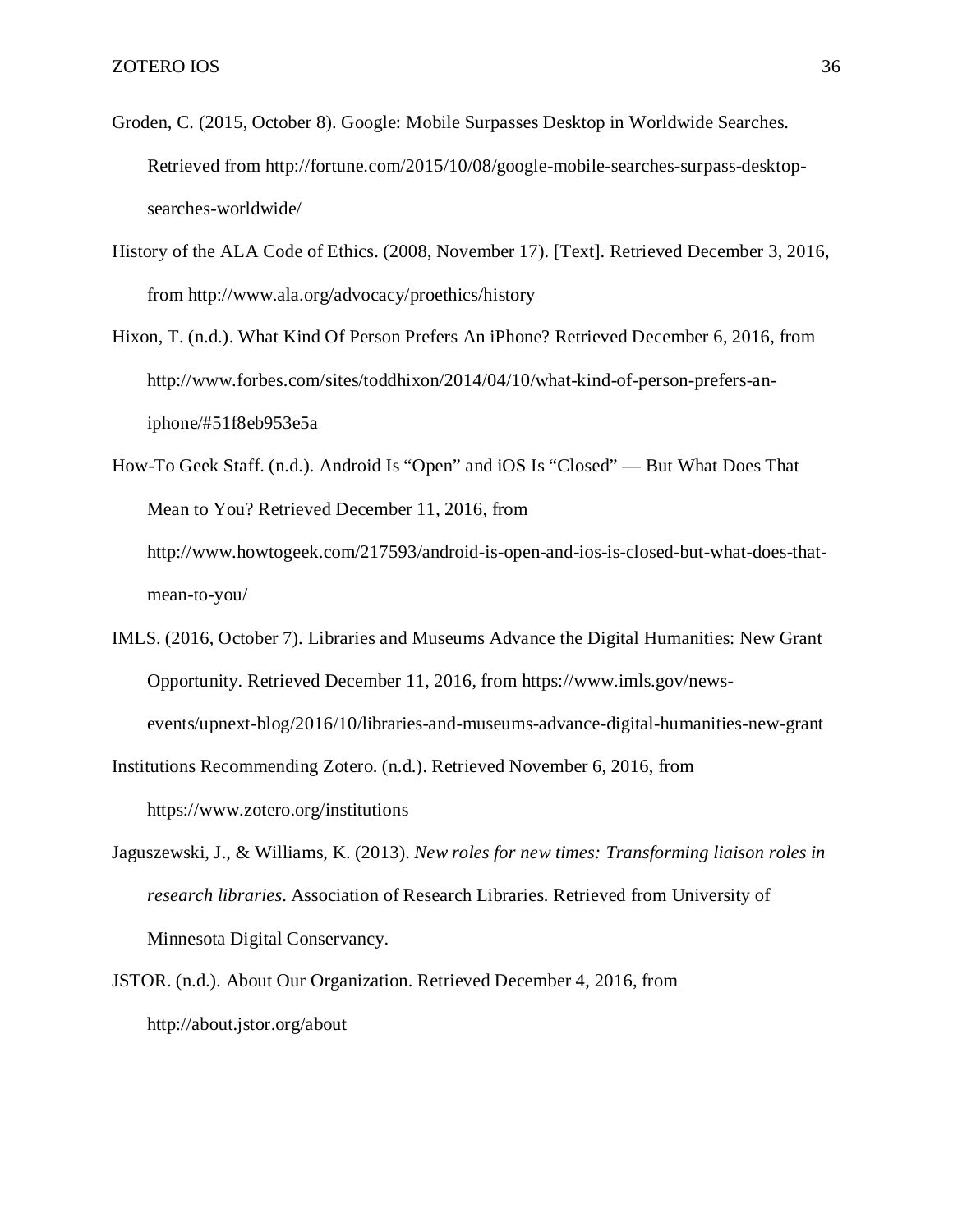Groden, C. (2015, October 8). Google: Mobile Surpasses Desktop in Worldwide Searches. Retrieved from http://fortune.com/2015/10/08/google-mobile-searches-surpass-desktop-searches-worldwide/

History of the ALA Code of Ethics. (2008, November 17). [Text]. Retrieved December 3, 2016, from http://www.ala.org/advocacy/proethics/history

Hixon, T. (n.d.). What Kind Of Person Prefers An iPhone? Retrieved December 6, 2016, from http://www.forbes.com/sites/toddhixon/2014/04/10/what-kind-of-person-prefers-an-iphone/#51f8eb953e5a

How-To Geek Staff. (n.d.). Android Is "Open" and iOS Is "Closed" — But What Does That Mean to You? Retrieved December 11, 2016, from http://www.howtogeek.com/217593/android-is-open-and-ios-is-closed-but-what-does-that-mean-to-you/

IMLS. (2016, October 7). Libraries and Museums Advance the Digital Humanities: New Grant Opportunity. Retrieved December 11, 2016, from https://www.imls.gov/news-events/upnext-blog/2016/10/libraries-and-museums-advance-digital-humanities-new-grant

Institutions Recommending Zotero. (n.d.). Retrieved November 6, 2016, from https://www.zotero.org/institutions

Jaguszewski, J., & Williams, K. (2013). *New roles for new times: Transforming liaison roles in research libraries*. Association of Research Libraries. Retrieved from University of Minnesota Digital Conservancy.

JSTOR. (n.d.). About Our Organization. Retrieved December 4, 2016, from http://about.jstor.org/about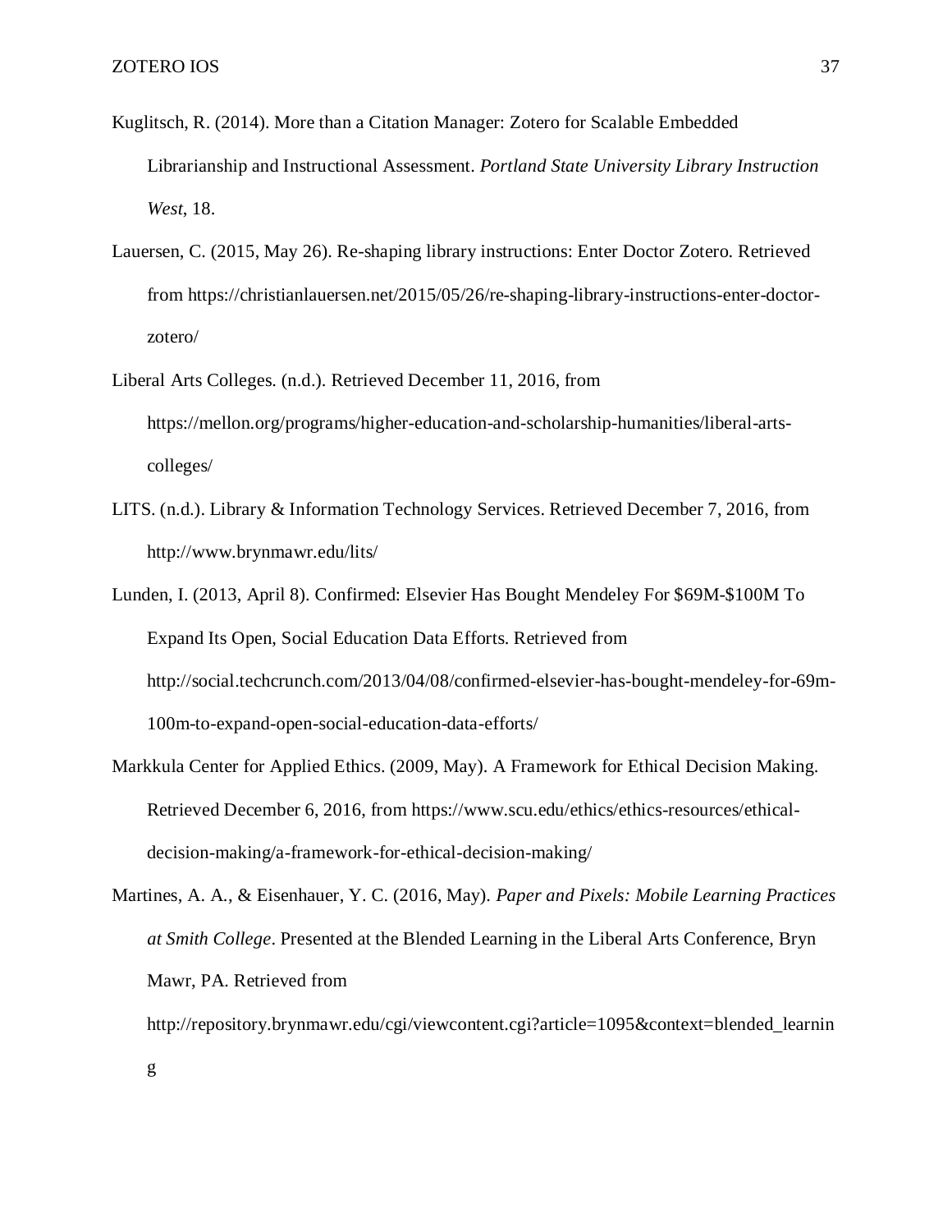Kuglitsch, R. (2014). More than a Citation Manager: Zotero for Scalable Embedded Librarianship and Instructional Assessment. *Portland State University Library Instruction West*, 18.

Lauersen, C. (2015, May 26). Re-shaping library instructions: Enter Doctor Zotero. Retrieved from https://christianlauersen.net/2015/05/26/re-shaping-library-instructions-enter-doctor-zotero/

Liberal Arts Colleges. (n.d.). Retrieved December 11, 2016, from https://mellon.org/programs/higher-education-and-scholarship-humanities/liberal-arts-colleges/

LITS. (n.d.). Library & Information Technology Services. Retrieved December 7, 2016, from http://www.brynmawr.edu/lits/

Lunden, I. (2013, April 8). Confirmed: Elsevier Has Bought Mendeley For $69M-$100M To Expand Its Open, Social Education Data Efforts. Retrieved from http://social.techcrunch.com/2013/04/08/confirmed-elsevier-has-bought-mendeley-for-69m-100m-to-expand-open-social-education-data-efforts/

Markkula Center for Applied Ethics. (2009, May). A Framework for Ethical Decision Making. Retrieved December 6, 2016, from https://www.scu.edu/ethics/ethics-resources/ethical-decision-making/a-framework-for-ethical-decision-making/

Martines, A. A., & Eisenhauer, Y. C. (2016, May). *Paper and Pixels: Mobile Learning Practices at Smith College*. Presented at the Blended Learning in the Liberal Arts Conference, Bryn Mawr, PA. Retrieved from http://repository.brynmawr.edu/cgi/viewcontent.cgi?article=1095&context=blended_learning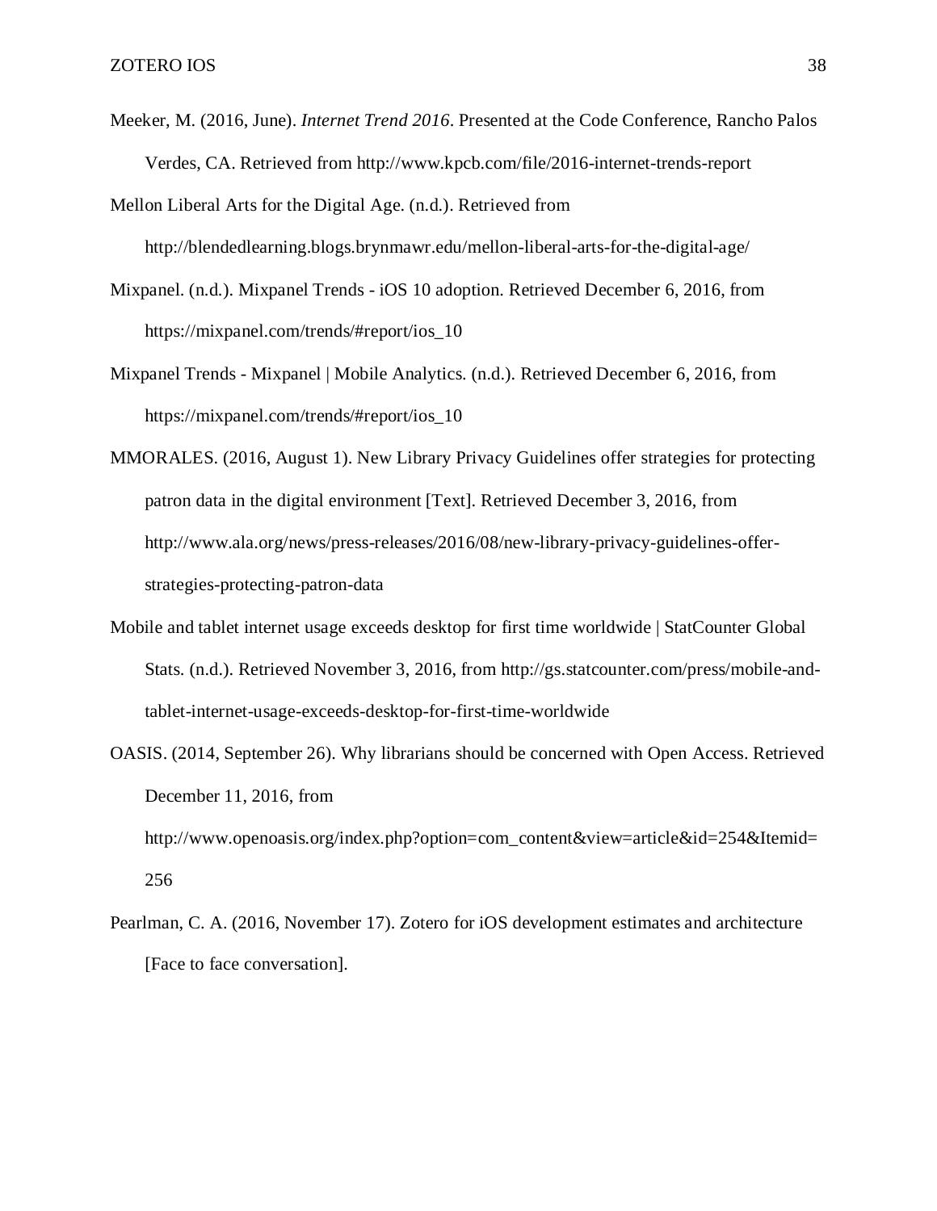Meeker, M. (2016, June). *Internet Trend 2016*. Presented at the Code Conference, Rancho Palos Verdes, CA. Retrieved from http://www.kpcb.com/file/2016-internet-trends-report

Mellon Liberal Arts for the Digital Age. (n.d.). Retrieved from http://blendedlearning.blogs.brynmawr.edu/mellon-liberal-arts-for-the-digital-age/

Mixpanel. (n.d.). Mixpanel Trends - iOS 10 adoption. Retrieved December 6, 2016, from https://mixpanel.com/trends/#report/ios_10

Mixpanel Trends - Mixpanel | Mobile Analytics. (n.d.). Retrieved December 6, 2016, from https://mixpanel.com/trends/#report/ios_10

MMORALES. (2016, August 1). New Library Privacy Guidelines offer strategies for protecting patron data in the digital environment [Text]. Retrieved December 3, 2016, from http://www.ala.org/news/press-releases/2016/08/new-library-privacy-guidelines-offer-strategies-protecting-patron-data

Mobile and tablet internet usage exceeds desktop for first time worldwide | StatCounter Global Stats. (n.d.). Retrieved November 3, 2016, from http://gs.statcounter.com/press/mobile-and-tablet-internet-usage-exceeds-desktop-for-first-time-worldwide

OASIS. (2014, September 26). Why librarians should be concerned with Open Access. Retrieved December 11, 2016, from http://www.openoasis.org/index.php?option=com_content&view=article&id=254&Itemid=256

Pearlman, C. A. (2016, November 17). Zotero for iOS development estimates and architecture [Face to face conversation].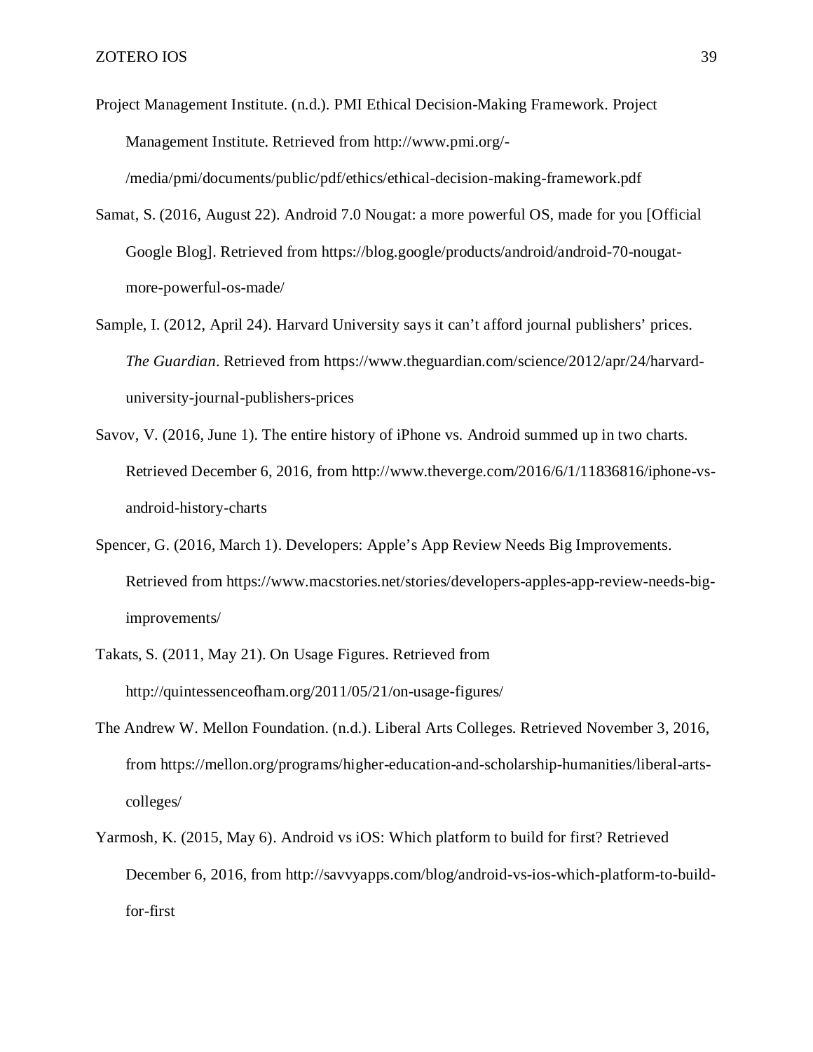Project Management Institute. (n.d.). PMI Ethical Decision-Making Framework. Project Management Institute. Retrieved from http://www.pmi.org/-/media/pmi/documents/public/pdf/ethics/ethical-decision-making-framework.pdf

Samat, S. (2016, August 22). Android 7.0 Nougat: a more powerful OS, made for you [Official Google Blog]. Retrieved from https://blog.google/products/android/android-70-nougat-more-powerful-os-made/

Sample, I. (2012, April 24). Harvard University says it can't afford journal publishers' prices. *The Guardian*. Retrieved from https://www.theguardian.com/science/2012/apr/24/harvard-university-journal-publishers-prices

Savov, V. (2016, June 1). The entire history of iPhone vs. Android summed up in two charts. Retrieved December 6, 2016, from http://www.theverge.com/2016/6/1/11836816/iphone-vs-android-history-charts

Spencer, G. (2016, March 1). Developers: Apple's App Review Needs Big Improvements. Retrieved from https://www.macstories.net/stories/developers-apples-app-review-needs-big-improvements/

Takats, S. (2011, May 21). On Usage Figures. Retrieved from http://quintessenceofham.org/2011/05/21/on-usage-figures/

The Andrew W. Mellon Foundation. (n.d.). Liberal Arts Colleges. Retrieved November 3, 2016, from https://mellon.org/programs/higher-education-and-scholarship-humanities/liberal-arts-colleges/

Yarmosh, K. (2015, May 6). Android vs iOS: Which platform to build for first? Retrieved December 6, 2016, from http://savvyapps.com/blog/android-vs-ios-which-platform-to-build-for-first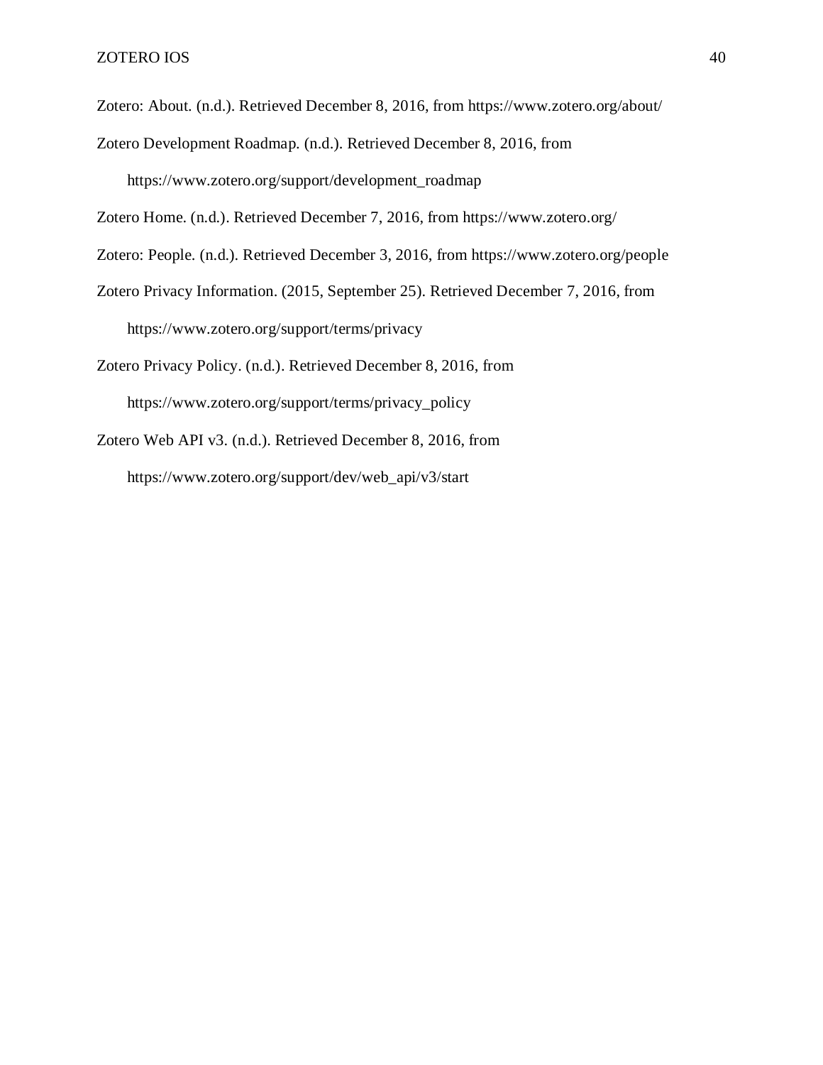Zotero: About. (n.d.). Retrieved December 8, 2016, from https://www.zotero.org/about/

Zotero Development Roadmap. (n.d.). Retrieved December 8, 2016, from https://www.zotero.org/support/development_roadmap

Zotero Home. (n.d.). Retrieved December 7, 2016, from https://www.zotero.org/

Zotero: People. (n.d.). Retrieved December 3, 2016, from https://www.zotero.org/people

Zotero Privacy Information. (2015, September 25). Retrieved December 7, 2016, from https://www.zotero.org/support/terms/privacy

Zotero Privacy Policy. (n.d.). Retrieved December 8, 2016, from https://www.zotero.org/support/terms/privacy_policy

Zotero Web API v3. (n.d.). Retrieved December 8, 2016, from https://www.zotero.org/support/dev/web_api/v3/start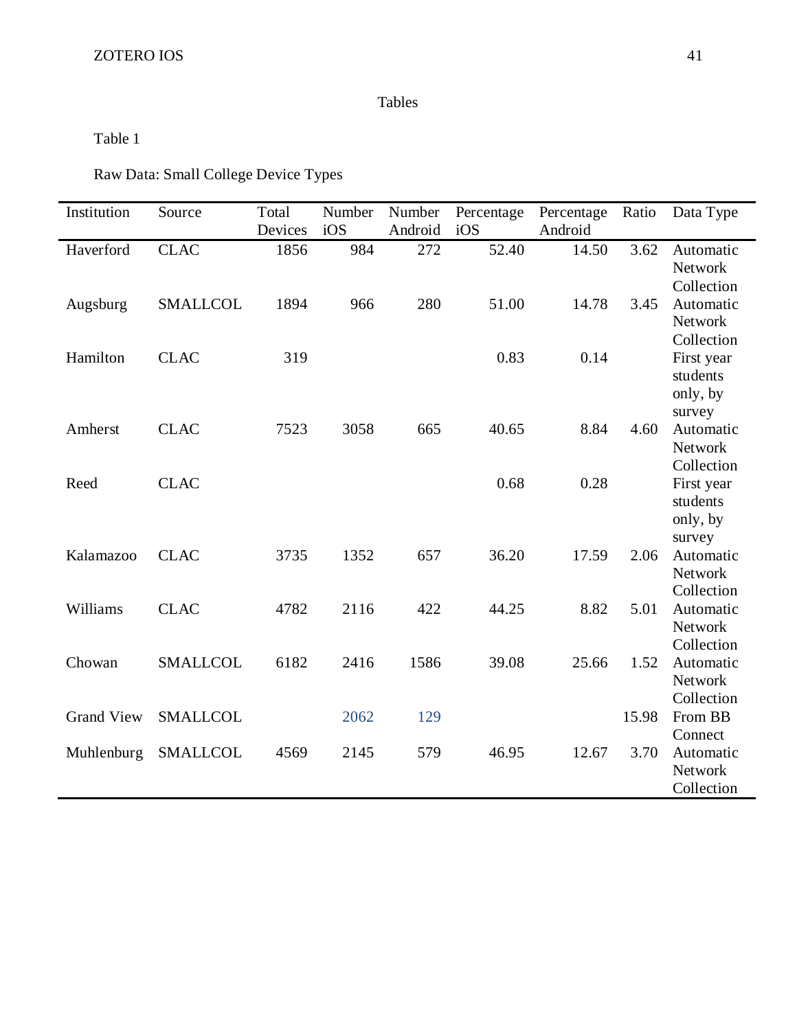Tables

Table 1

Raw Data: Small College Device Types

| Institution | Source | Total Devices | Number iOS | Number Android | Percentage iOS | Percentage Android | Ratio | Data Type |
|---|---|---|---|---|---|---|---|---|
| Haverford | CLAC | 1856 | 984 | 272 | 52.40 | 14.50 | 3.62 | Automatic Network Collection |
| Augsburg | SMALLCOL | 1894 | 966 | 280 | 51.00 | 14.78 | 3.45 | Automatic Network Collection |
| Hamilton | CLAC | 319 | | | 0.83 | 0.14 | | First year students only, by survey |
| Amherst | CLAC | 7523 | 3058 | 665 | 40.65 | 8.84 | 4.60 | Automatic Network Collection |
| Reed | CLAC | | | | 0.68 | 0.28 | | First year students only, by survey |
| Kalamazoo | CLAC | 3735 | 1352 | 657 | 36.20 | 17.59 | 2.06 | Automatic Network Collection |
| Williams | CLAC | 4782 | 2116 | 422 | 44.25 | 8.82 | 5.01 | Automatic Network Collection |
| Chowan | SMALLCOL | 6182 | 2416 | 1586 | 39.08 | 25.66 | 1.52 | Automatic Network Collection |
| Grand View | SMALLCOL | | 2062 | 129 | | | 15.98 | From BB Connect |
| Muhlenburg | SMALLCOL | 4569 | 2145 | 579 | 46.95 | 12.67 | 3.70 | Automatic Network Collection |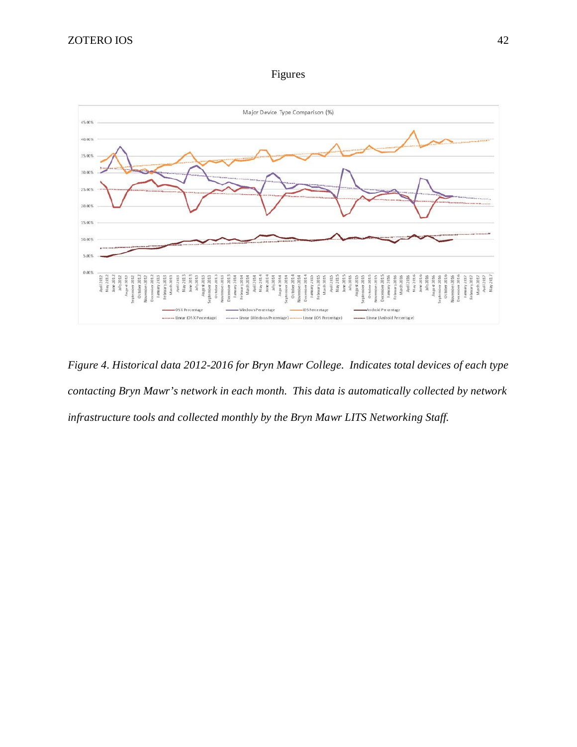## Figures

*Figure 4. Historical data 2012-2016 for Bryn Mawr College. Indicates total devices of each type contacting Bryn Mawr's network in each month. This data is automatically collected by network infrastructure tools and collected monthly by the Bryn Mawr LITS Networking Staff.*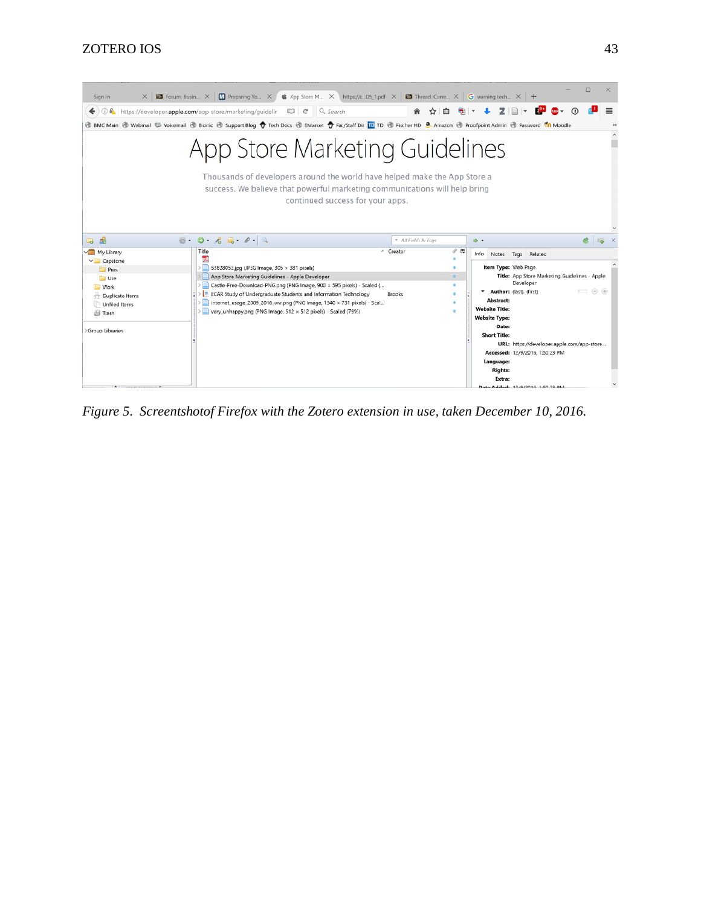*Figure 5. Screentshotof Firefox with the Zotero extension in use, taken December 10, 2016.*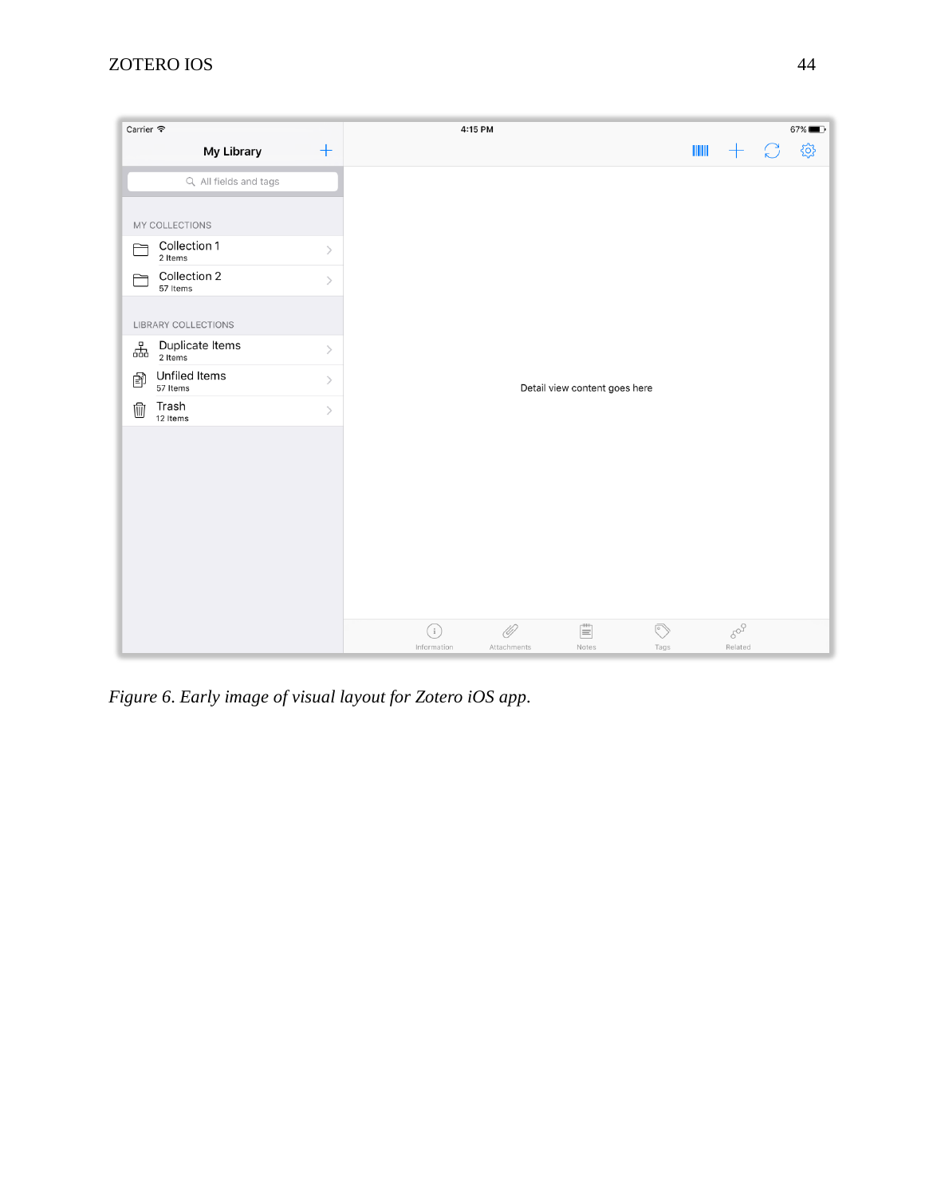*Figure 6. Early image of visual layout for Zotero iOS app.*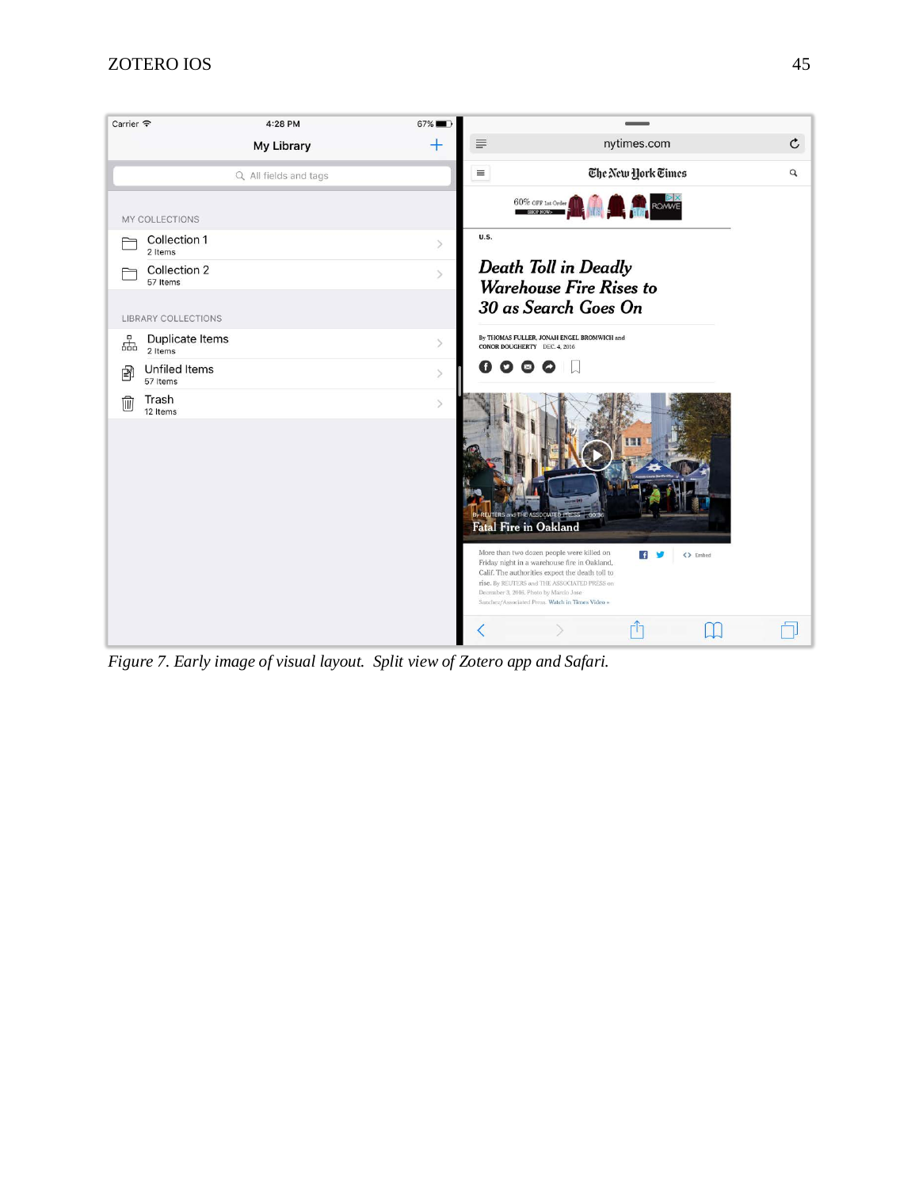*Figure 7. Early image of visual layout. Split view of Zotero app and Safari.*